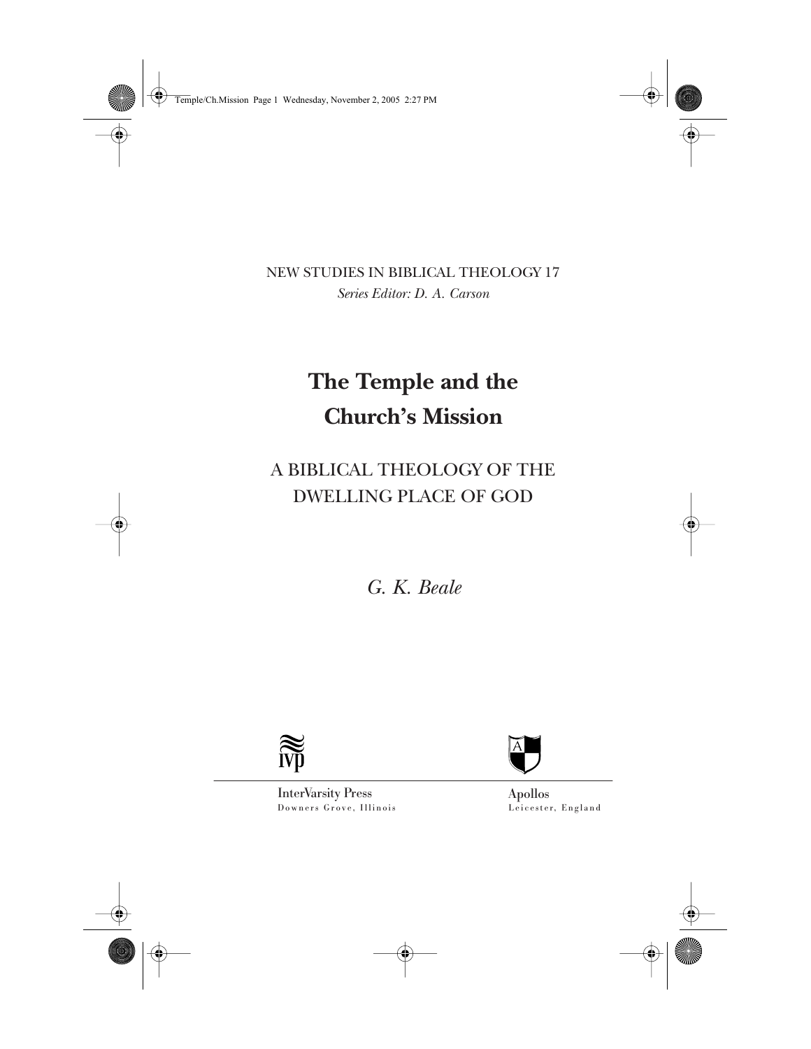NEW STUDIES IN BIBLICAL THEOLOGY 17

*Series Editor: D. A. Carson*

# The Temple and the Church's Mission

## A BIBLICAL THEOLOGY OF THE DWELLING PLACE OF GOD

*G. K. Beale*

InterVarsity Press
Downers Grove, Illinois

Apollos
Leicester, England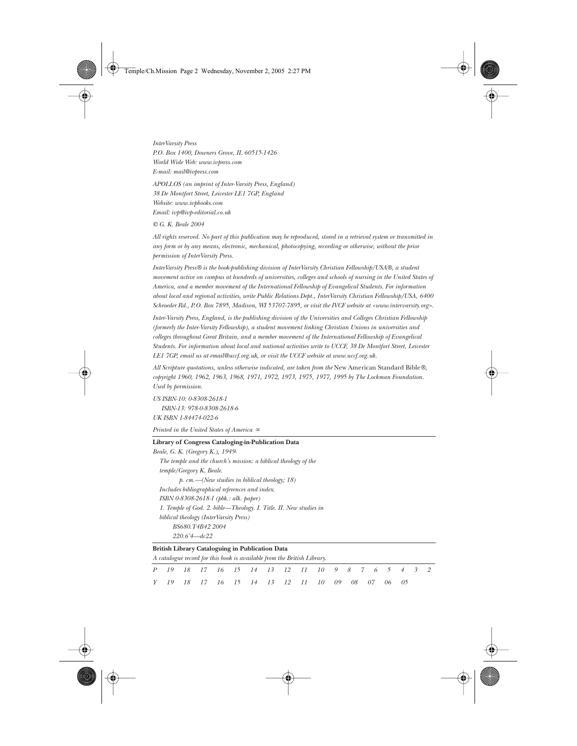*InterVarsity Press*
*P.O. Box 1400, Downers Grove, IL 60515-1426*
*World Wide Web: www.ivpress.com*
*E-mail: mail@ivpress.com*

*APOLLOS (an imprint of Inter-Varsity Press, England)*
*38 De Montfort Street, Leicester LE1 7GP, England*
*Website: www.ivpbooks.com*
*Email: ivp@ivp-editorial.co.uk*

*© G. K. Beale 2004*

*All rights reserved. No part of this publication may be reproduced, stored in a retrieval system or transmitted in any form or by any means, electronic, mechanical, photocopying, recording or otherwise, without the prior permission of InterVarsity Press.*

*InterVarsity Press® is the book-publishing division of InterVarsity Christian Fellowship/USA®, a student movement active on campus at hundreds of universities, colleges and schools of nursing in the United States of America, and a member movement of the International Fellowship of Evangelical Students. For information about local and regional activities, write Public Relations Dept., InterVarsity Christian Fellowship/USA, 6400 Schroeder Rd., P.O. Box 7895, Madison, WI 53707-7895, or visit the IVCF website at <www.intervarsity.org>.*

*Inter-Varsity Press, England, is the publishing division of the Universities and Colleges Christian Fellowship (formerly the Inter-Varsity Fellowship), a student movement linking Christian Unions in universities and colleges throughout Great Britain, and a member movement of the International Fellowship of Evangelical Students. For information about local and national activities write to UCCF, 38 De Montfort Street, Leicester LE1 7GP, email us at email@uccf.org.uk, or visit the UCCF website at www.uccf.org.uk.*

*All Scripture quotations, unless otherwise indicated, are taken from the* New American Standard Bible®, *copyright 1960, 1962, 1963, 1968, 1971, 1972, 1973, 1975, 1977, 1995 by The Lockman Foundation. Used by permission.*

*US ISBN-10: 0-8308-2618-1*
*ISBN-13: 978-0-8308-2618-6*
*UK ISBN 1-84474-022-6*

*Printed in the United States of America ∞*

**Library of Congress Cataloging-in-Publication Data**

*Beale, G. K. (Gregory K.), 1949-*
*The temple and the church's mission: a biblical theology of the temple/Gregory K. Beale.*
*p. cm.—(New studies in biblical theology; 18)*
*Includes bibliographical references and index.*
*ISBN 0-8308-2618-1 (pbk.: alk. paper)*
*1. Temple of God. 2. bible—Theology. I. Title. II. New studies in biblical theology (InterVarsity Press)*
*BS680.T4B42 2004*
*220.6'4—dc22*

**British Library Cataloguing in Publication Data**

*A catalogue record for this book is available from the British Library.*

*P 19 18 17 16 15 14 13 12 11 10 9 8 7 6 5 4 3 2*
*Y 19 18 17 16 15 14 13 12 11 10 09 08 07 06 05*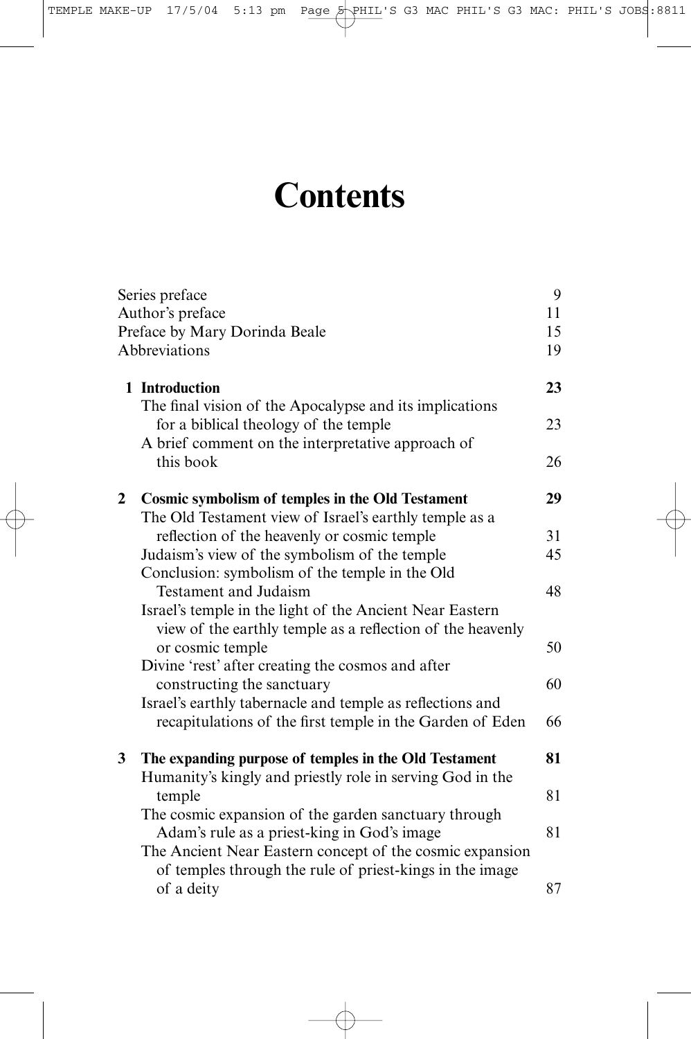# Contents

| | |
|---|---|
| Series preface | 9 |
| Author's preface | 11 |
| Preface by Mary Dorinda Beale | 15 |
| Abbreviations | 19 |
| **1 Introduction** | **23** |
| The final vision of the Apocalypse and its implications for a biblical theology of the temple | 23 |
| A brief comment on the interpretative approach of this book | 26 |
| **2 Cosmic symbolism of temples in the Old Testament** | **29** |
| The Old Testament view of Israel's earthly temple as a reflection of the heavenly or cosmic temple | 31 |
| Judaism's view of the symbolism of the temple | 45 |
| Conclusion: symbolism of the temple in the Old Testament and Judaism | 48 |
| Israel's temple in the light of the Ancient Near Eastern view of the earthly temple as a reflection of the heavenly or cosmic temple | 50 |
| Divine 'rest' after creating the cosmos and after constructing the sanctuary | 60 |
| Israel's earthly tabernacle and temple as reflections and recapitulations of the first temple in the Garden of Eden | 66 |
| **3 The expanding purpose of temples in the Old Testament** | **81** |
| Humanity's kingly and priestly role in serving God in the temple | 81 |
| The cosmic expansion of the garden sanctuary through Adam's rule as a priest-king in God's image | 81 |
| The Ancient Near Eastern concept of the cosmic expansion of temples through the rule of priest-kings in the image of a deity | 87 |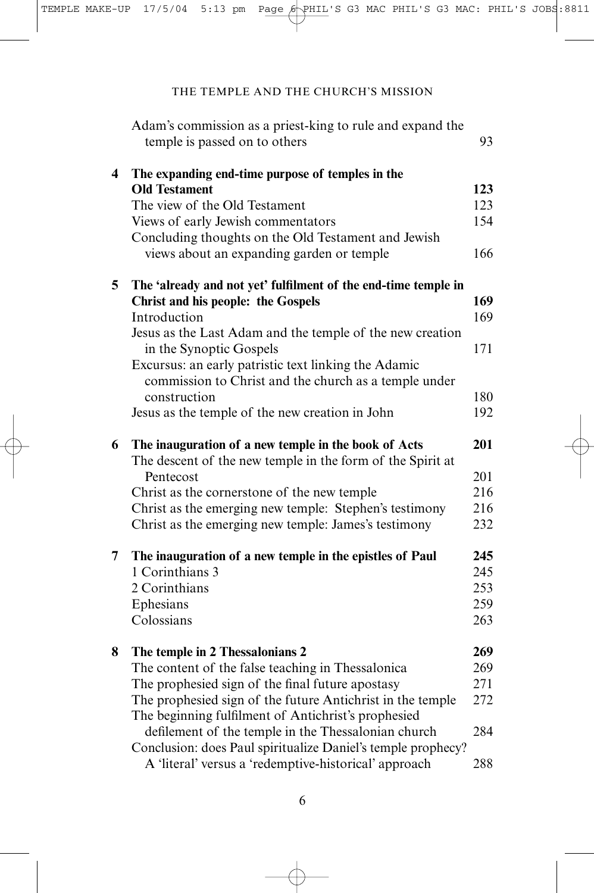Adam's commission as a priest-king to rule and expand the temple is passed on to others 93

**4 The expanding end-time purpose of temples in the Old Testament** **123**

The view of the Old Testament 123

Views of early Jewish commentators 154

Concluding thoughts on the Old Testament and Jewish views about an expanding garden or temple 166

**5 The 'already and not yet' fulfilment of the end-time temple in Christ and his people: the Gospels** **169**

Introduction 169

Jesus as the Last Adam and the temple of the new creation in the Synoptic Gospels 171

Excursus: an early patristic text linking the Adamic commission to Christ and the church as a temple under construction 180

Jesus as the temple of the new creation in John 192

**6 The inauguration of a new temple in the book of Acts** **201**

The descent of the new temple in the form of the Spirit at Pentecost 201

Christ as the cornerstone of the new temple 216

Christ as the emerging new temple: Stephen's testimony 216

Christ as the emerging new temple: James's testimony 232

**7 The inauguration of a new temple in the epistles of Paul** **245**

1 Corinthians 3 245

2 Corinthians 253

Ephesians 259

Colossians 263

**8 The temple in 2 Thessalonians 2** **269**

The content of the false teaching in Thessalonica 269

The prophesied sign of the final future apostasy 271

The prophesied sign of the future Antichrist in the temple 272

The beginning fulfilment of Antichrist's prophesied defilement of the temple in the Thessalonian church 284

Conclusion: does Paul spiritualize Daniel's temple prophecy? A 'literal' versus a 'redemptive-historical' approach 288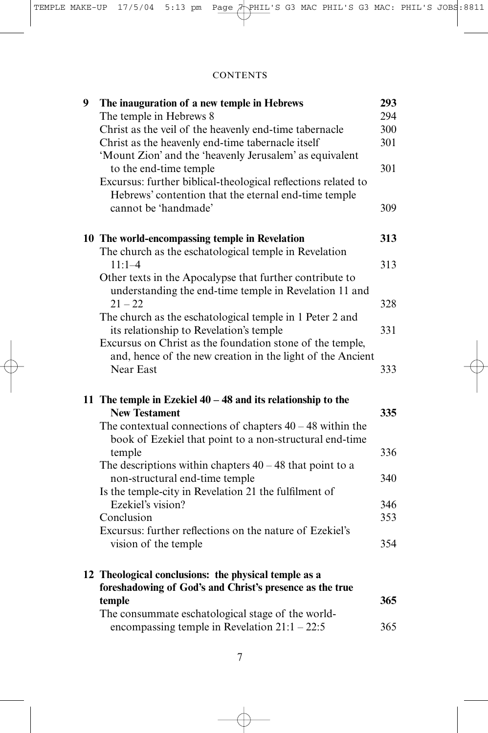| | | |
|---|---|---|
| **9** | **The inauguration of a new temple in Hebrews** | **293** |
| | The temple in Hebrews 8 | 294 |
| | Christ as the veil of the heavenly end-time tabernacle | 300 |
| | Christ as the heavenly end-time tabernacle itself | 301 |
| | 'Mount Zion' and the 'heavenly Jerusalem' as equivalent to the end-time temple | 301 |
| | Excursus: further biblical-theological reflections related to Hebrews' contention that the eternal end-time temple cannot be 'handmade' | 309 |
| **10** | **The world-encompassing temple in Revelation** | **313** |
| | The church as the eschatological temple in Revelation 11:1–4 | 313 |
| | Other texts in the Apocalypse that further contribute to understanding the end-time temple in Revelation 11 and 21 – 22 | 328 |
| | The church as the eschatological temple in 1 Peter 2 and its relationship to Revelation's temple | 331 |
| | Excursus on Christ as the foundation stone of the temple, and, hence of the new creation in the light of the Ancient Near East | 333 |
| **11** | **The temple in Ezekiel 40 – 48 and its relationship to the New Testament** | **335** |
| | The contextual connections of chapters 40 – 48 within the book of Ezekiel that point to a non-structural end-time temple | 336 |
| | The descriptions within chapters 40 – 48 that point to a non-structural end-time temple | 340 |
| | Is the temple-city in Revelation 21 the fulfilment of Ezekiel's vision? | 346 |
| | Conclusion | 353 |
| | Excursus: further reflections on the nature of Ezekiel's vision of the temple | 354 |
| **12** | **Theological conclusions: the physical temple as a foreshadowing of God's and Christ's presence as the true temple** | **365** |
| | The consummate eschatological stage of the world-encompassing temple in Revelation 21:1 – 22:5 | 365 |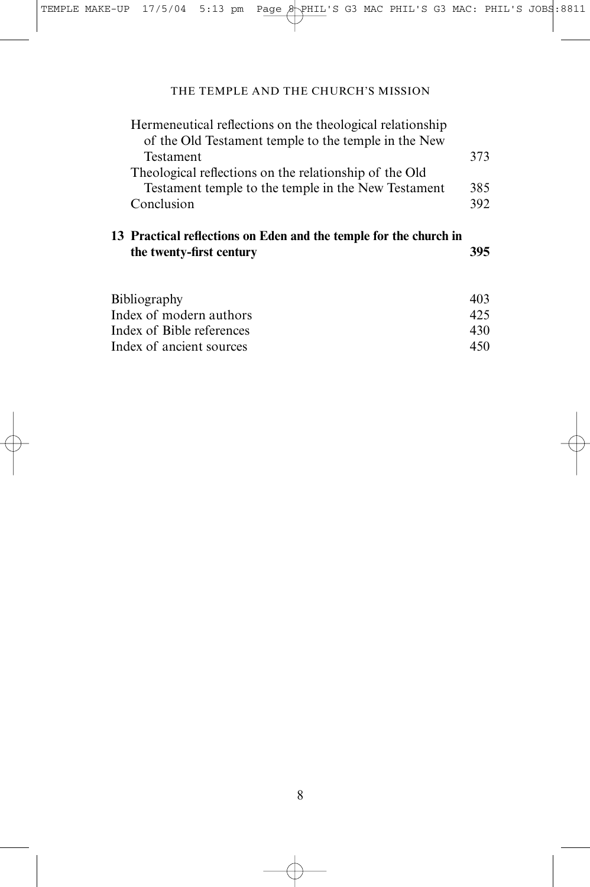| | |
|---|---|
| Hermeneutical reflections on the theological relationship of the Old Testament temple to the temple in the New Testament | 373 |
| Theological reflections on the relationship of the Old Testament temple to the temple in the New Testament | 385 |
| Conclusion | 392 |
| **13 Practical reflections on Eden and the temple for the church in the twenty-first century** | **395** |
| Bibliography | 403 |
| Index of modern authors | 425 |
| Index of Bible references | 430 |
| Index of ancient sources | 450 |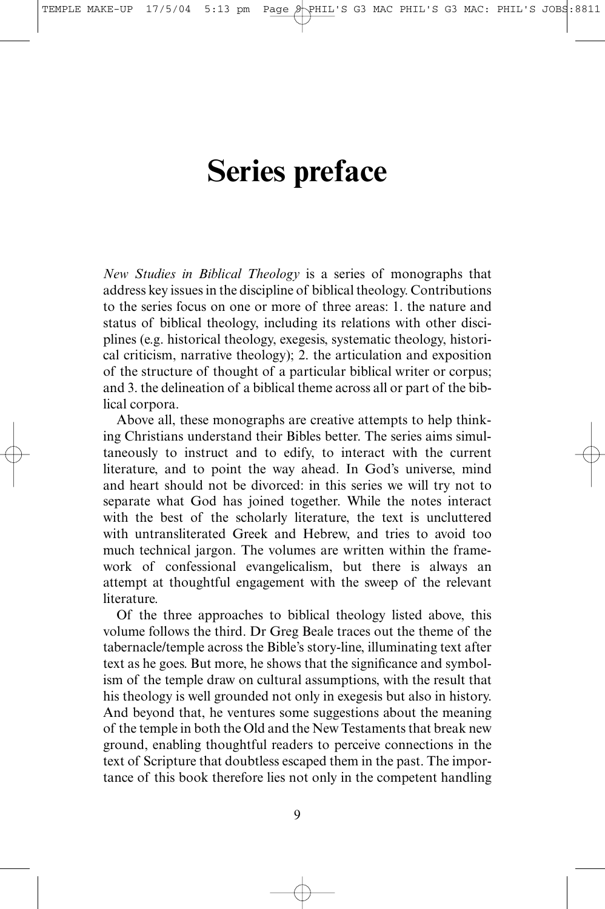# Series preface

*New Studies in Biblical Theology* is a series of monographs that address key issues in the discipline of biblical theology. Contributions to the series focus on one or more of three areas: 1. the nature and status of biblical theology, including its relations with other disciplines (e.g. historical theology, exegesis, systematic theology, historical criticism, narrative theology); 2. the articulation and exposition of the structure of thought of a particular biblical writer or corpus; and 3. the delineation of a biblical theme across all or part of the biblical corpora.

Above all, these monographs are creative attempts to help thinking Christians understand their Bibles better. The series aims simultaneously to instruct and to edify, to interact with the current literature, and to point the way ahead. In God's universe, mind and heart should not be divorced: in this series we will try not to separate what God has joined together. While the notes interact with the best of the scholarly literature, the text is uncluttered with untransliterated Greek and Hebrew, and tries to avoid too much technical jargon. The volumes are written within the framework of confessional evangelicalism, but there is always an attempt at thoughtful engagement with the sweep of the relevant literature.

Of the three approaches to biblical theology listed above, this volume follows the third. Dr Greg Beale traces out the theme of the tabernacle/temple across the Bible's story-line, illuminating text after text as he goes. But more, he shows that the significance and symbolism of the temple draw on cultural assumptions, with the result that his theology is well grounded not only in exegesis but also in history. And beyond that, he ventures some suggestions about the meaning of the temple in both the Old and the New Testaments that break new ground, enabling thoughtful readers to perceive connections in the text of Scripture that doubtless escaped them in the past. The importance of this book therefore lies not only in the competent handling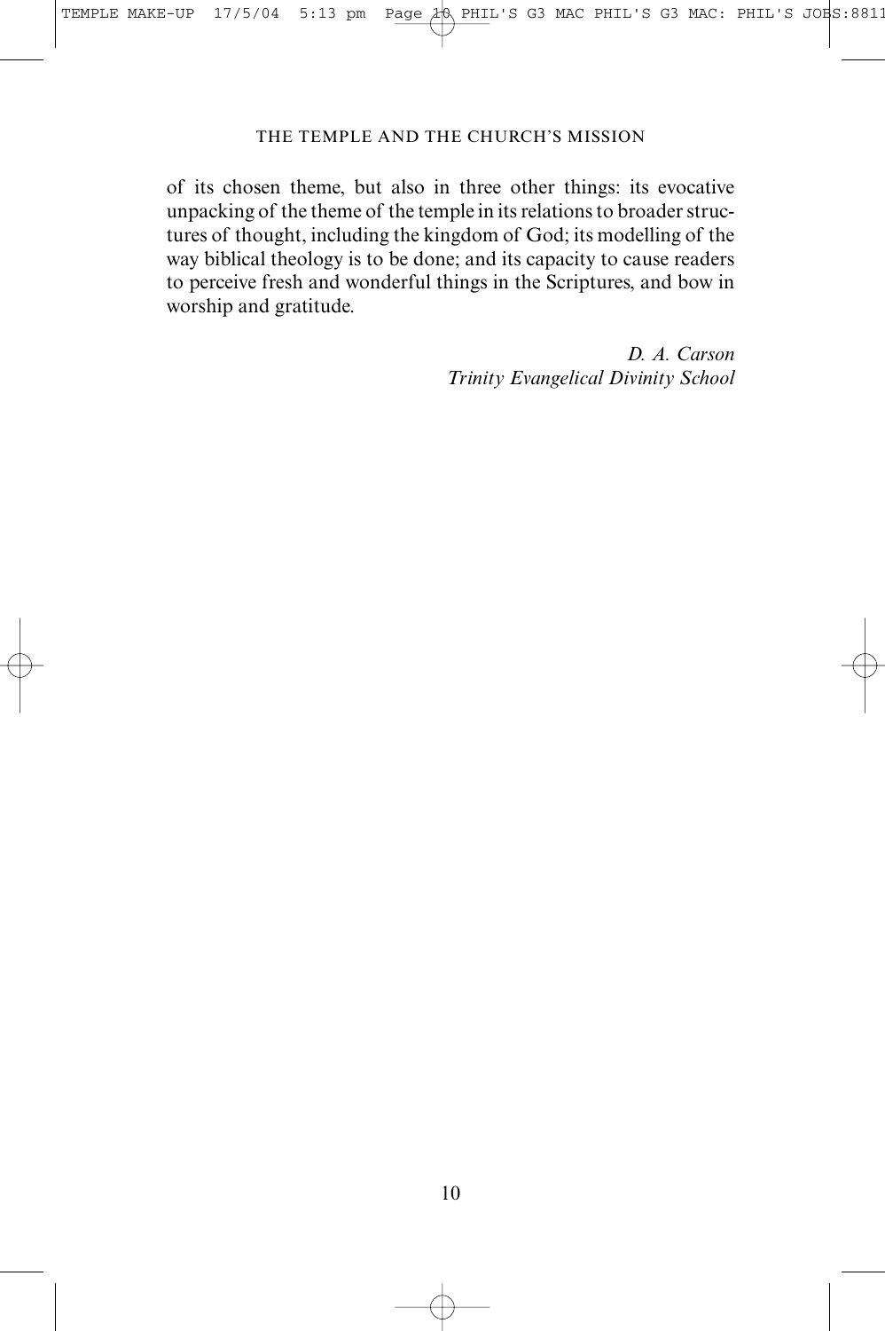of its chosen theme, but also in three other things: its evocative unpacking of the theme of the temple in its relations to broader structures of thought, including the kingdom of God; its modelling of the way biblical theology is to be done; and its capacity to cause readers to perceive fresh and wonderful things in the Scriptures, and bow in worship and gratitude.

*D. A. Carson*
*Trinity Evangelical Divinity School*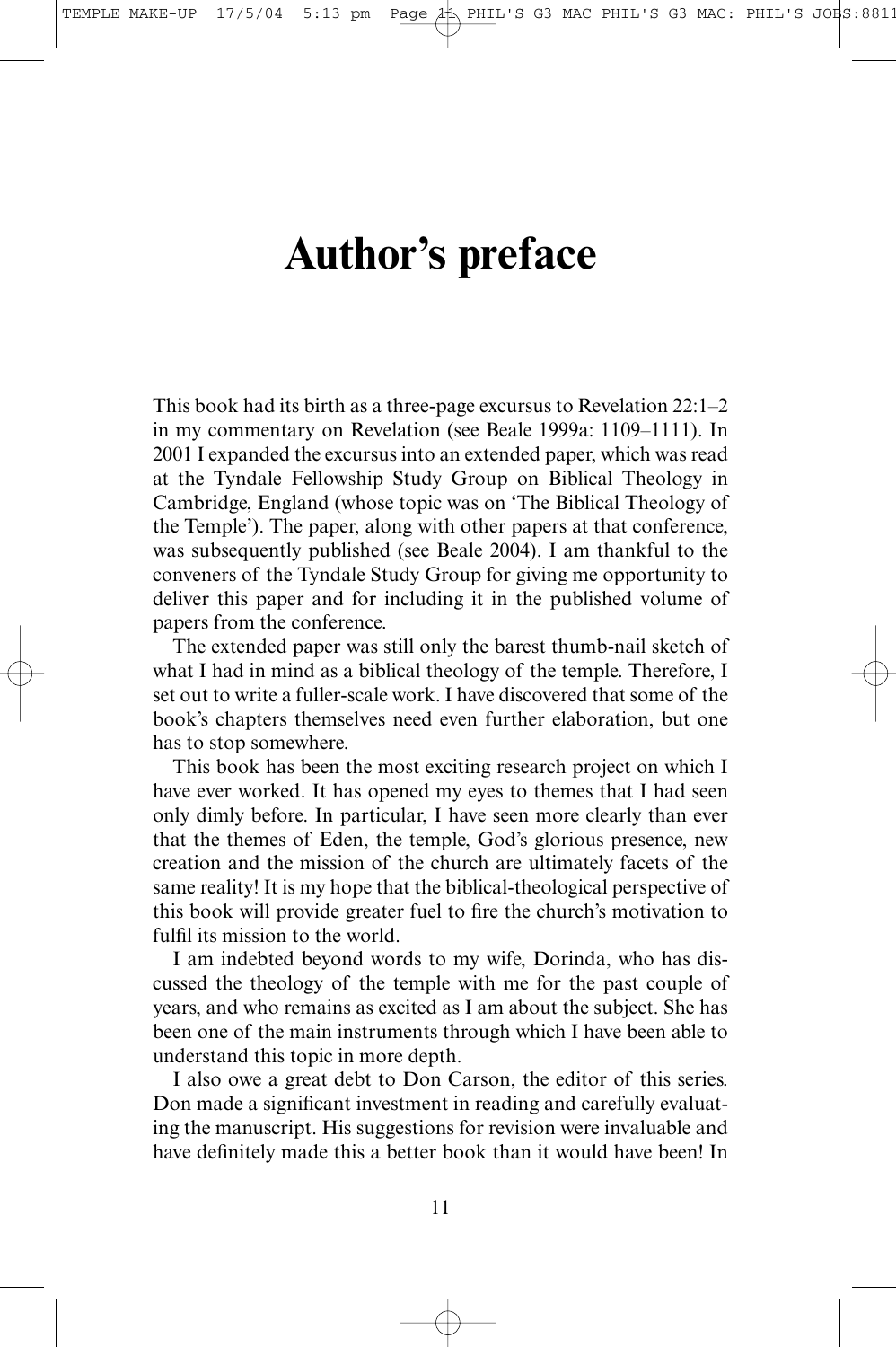# Author's preface

This book had its birth as a three-page excursus to Revelation 22:1–2 in my commentary on Revelation (see Beale 1999a: 1109–1111). In 2001 I expanded the excursus into an extended paper, which was read at the Tyndale Fellowship Study Group on Biblical Theology in Cambridge, England (whose topic was on 'The Biblical Theology of the Temple'). The paper, along with other papers at that conference, was subsequently published (see Beale 2004). I am thankful to the conveners of the Tyndale Study Group for giving me opportunity to deliver this paper and for including it in the published volume of papers from the conference.

The extended paper was still only the barest thumb-nail sketch of what I had in mind as a biblical theology of the temple. Therefore, I set out to write a fuller-scale work. I have discovered that some of the book's chapters themselves need even further elaboration, but one has to stop somewhere.

This book has been the most exciting research project on which I have ever worked. It has opened my eyes to themes that I had seen only dimly before. In particular, I have seen more clearly than ever that the themes of Eden, the temple, God's glorious presence, new creation and the mission of the church are ultimately facets of the same reality! It is my hope that the biblical-theological perspective of this book will provide greater fuel to fire the church's motivation to fulfil its mission to the world.

I am indebted beyond words to my wife, Dorinda, who has discussed the theology of the temple with me for the past couple of years, and who remains as excited as I am about the subject. She has been one of the main instruments through which I have been able to understand this topic in more depth.

I also owe a great debt to Don Carson, the editor of this series. Don made a significant investment in reading and carefully evaluating the manuscript. His suggestions for revision were invaluable and have definitely made this a better book than it would have been! In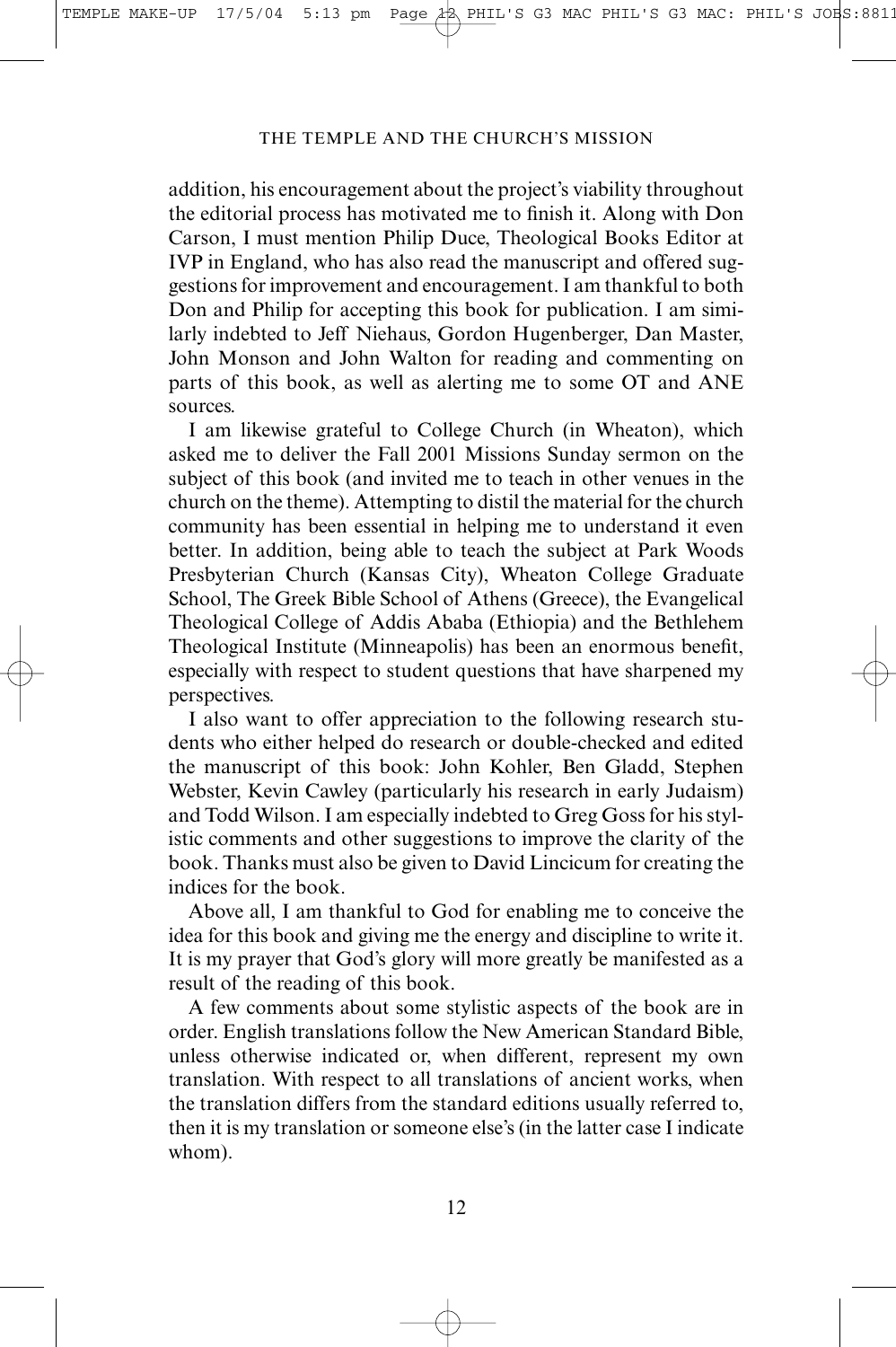addition, his encouragement about the project's viability throughout the editorial process has motivated me to finish it. Along with Don Carson, I must mention Philip Duce, Theological Books Editor at IVP in England, who has also read the manuscript and offered suggestions for improvement and encouragement. I am thankful to both Don and Philip for accepting this book for publication. I am similarly indebted to Jeff Niehaus, Gordon Hugenberger, Dan Master, John Monson and John Walton for reading and commenting on parts of this book, as well as alerting me to some OT and ANE sources.

I am likewise grateful to College Church (in Wheaton), which asked me to deliver the Fall 2001 Missions Sunday sermon on the subject of this book (and invited me to teach in other venues in the church on the theme). Attempting to distil the material for the church community has been essential in helping me to understand it even better. In addition, being able to teach the subject at Park Woods Presbyterian Church (Kansas City), Wheaton College Graduate School, The Greek Bible School of Athens (Greece), the Evangelical Theological College of Addis Ababa (Ethiopia) and the Bethlehem Theological Institute (Minneapolis) has been an enormous benefit, especially with respect to student questions that have sharpened my perspectives.

I also want to offer appreciation to the following research students who either helped do research or double-checked and edited the manuscript of this book: John Kohler, Ben Gladd, Stephen Webster, Kevin Cawley (particularly his research in early Judaism) and Todd Wilson. I am especially indebted to Greg Goss for his stylistic comments and other suggestions to improve the clarity of the book. Thanks must also be given to David Lincicum for creating the indices for the book.

Above all, I am thankful to God for enabling me to conceive the idea for this book and giving me the energy and discipline to write it. It is my prayer that God's glory will more greatly be manifested as a result of the reading of this book.

A few comments about some stylistic aspects of the book are in order. English translations follow the New American Standard Bible, unless otherwise indicated or, when different, represent my own translation. With respect to all translations of ancient works, when the translation differs from the standard editions usually referred to, then it is my translation or someone else's (in the latter case I indicate whom).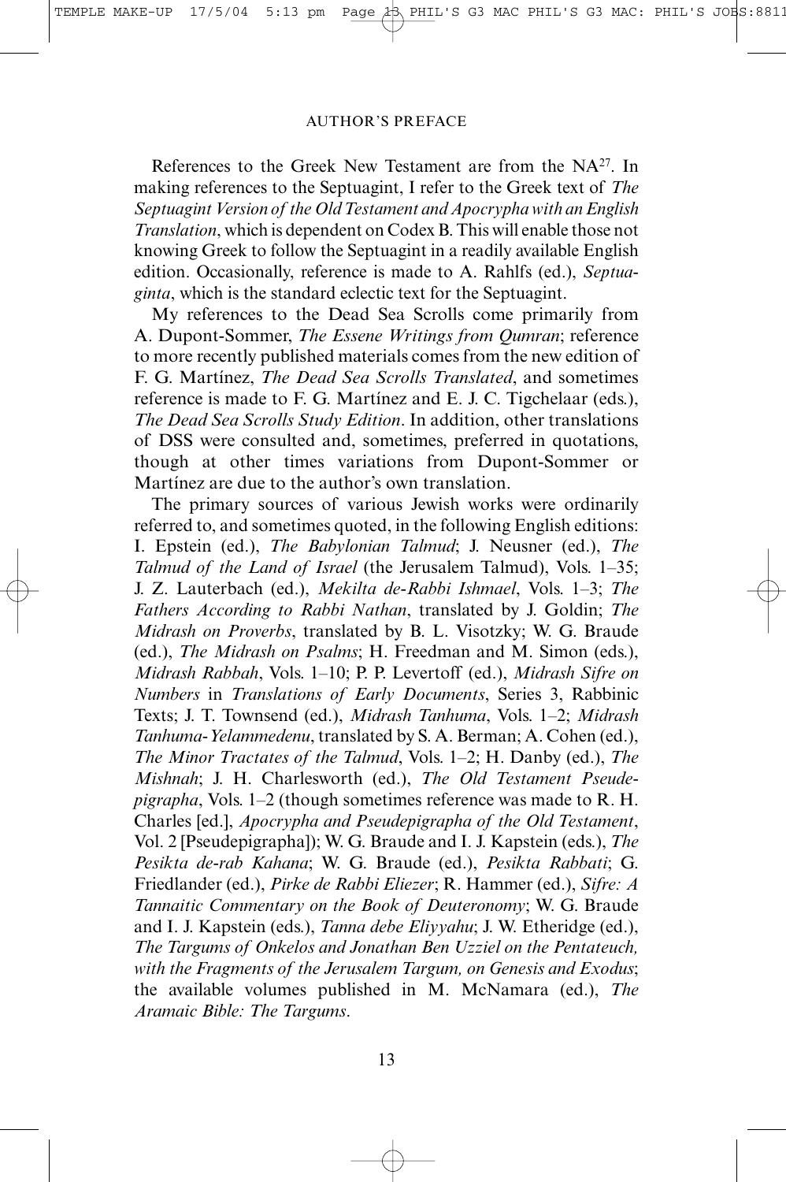References to the Greek New Testament are from the NA[27]. In making references to the Septuagint, I refer to the Greek text of *The Septuagint Version of the Old Testament and Apocrypha with an English Translation*, which is dependent on Codex B. This will enable those not knowing Greek to follow the Septuagint in a readily available English edition. Occasionally, reference is made to A. Rahlfs (ed.), *Septuaginta*, which is the standard eclectic text for the Septuagint.

My references to the Dead Sea Scrolls come primarily from A. Dupont-Sommer, *The Essene Writings from Qumran*; reference to more recently published materials comes from the new edition of F. G. Martínez, *The Dead Sea Scrolls Translated*, and sometimes reference is made to F. G. Martínez and E. J. C. Tigchelaar (eds.), *The Dead Sea Scrolls Study Edition*. In addition, other translations of DSS were consulted and, sometimes, preferred in quotations, though at other times variations from Dupont-Sommer or Martínez are due to the author's own translation.

The primary sources of various Jewish works were ordinarily referred to, and sometimes quoted, in the following English editions: I. Epstein (ed.), *The Babylonian Talmud*; J. Neusner (ed.), *The Talmud of the Land of Israel* (the Jerusalem Talmud), Vols. 1–35; J. Z. Lauterbach (ed.), *Mekilta de-Rabbi Ishmael*, Vols. 1–3; *The Fathers According to Rabbi Nathan*, translated by J. Goldin; *The Midrash on Proverbs*, translated by B. L. Visotzky; W. G. Braude (ed.), *The Midrash on Psalms*; H. Freedman and M. Simon (eds.), *Midrash Rabbah*, Vols. 1–10; P. P. Levertoff (ed.), *Midrash Sifre on Numbers* in *Translations of Early Documents*, Series 3, Rabbinic Texts; J. T. Townsend (ed.), *Midrash Tanhuma*, Vols. 1–2; *Midrash Tanhuma-Yelammedenu*, translated by S. A. Berman; A. Cohen (ed.), *The Minor Tractates of the Talmud*, Vols. 1–2; H. Danby (ed.), *The Mishnah*; J. H. Charlesworth (ed.), *The Old Testament Pseudepigrapha*, Vols. 1–2 (though sometimes reference was made to R. H. Charles [ed.], *Apocrypha and Pseudepigrapha of the Old Testament*, Vol. 2 [Pseudepigrapha]); W. G. Braude and I. J. Kapstein (eds.), *The Pesikta de-rab Kahana*; W. G. Braude (ed.), *Pesikta Rabbati*; G. Friedlander (ed.), *Pirke de Rabbi Eliezer*; R. Hammer (ed.), *Sifre: A Tannaitic Commentary on the Book of Deuteronomy*; W. G. Braude and I. J. Kapstein (eds.), *Tanna debe Eliyyahu*; J. W. Etheridge (ed.), *The Targums of Onkelos and Jonathan Ben Uzziel on the Pentateuch, with the Fragments of the Jerusalem Targum, on Genesis and Exodus*; the available volumes published in M. McNamara (ed.), *The Aramaic Bible: The Targums*.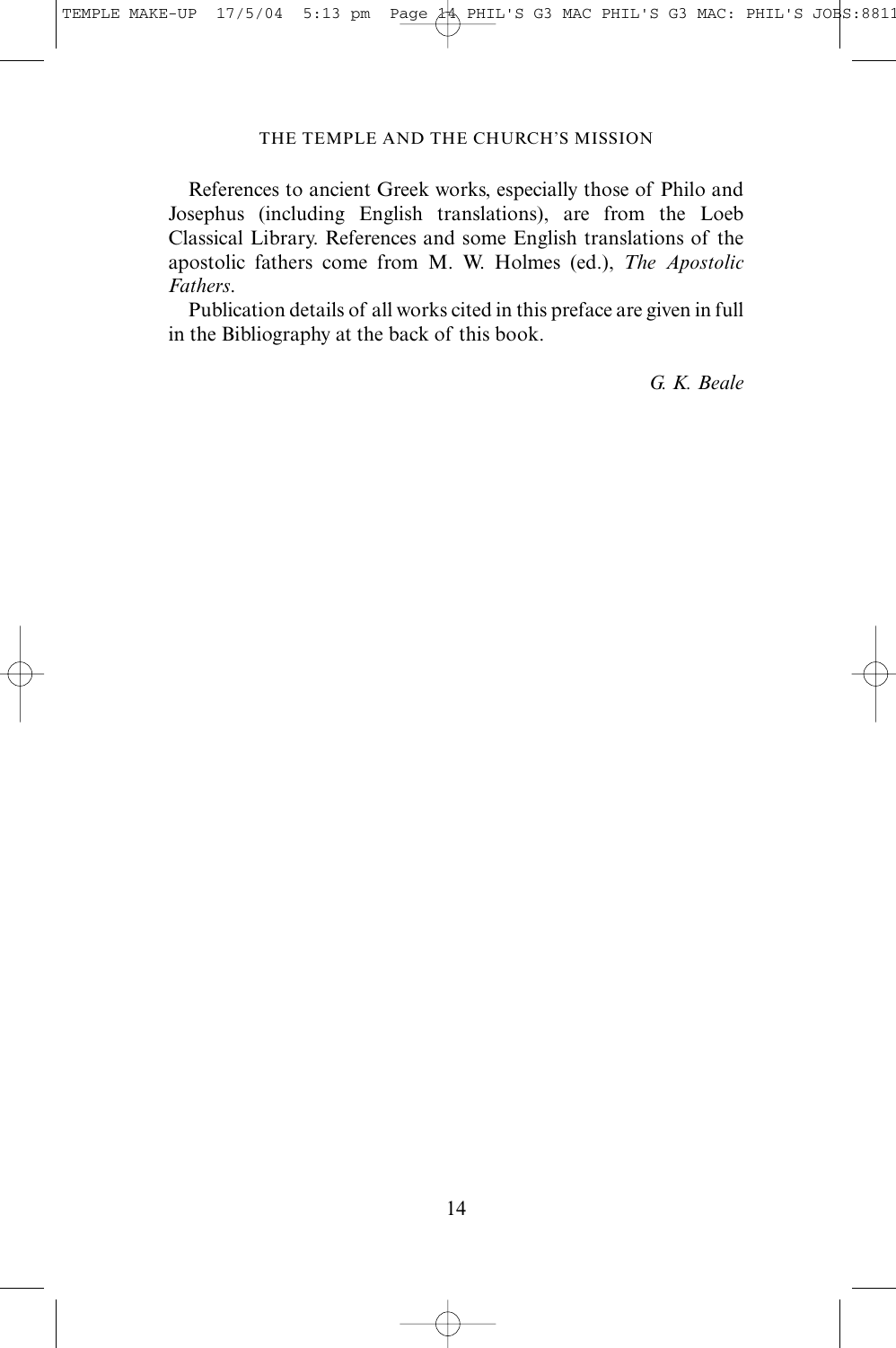References to ancient Greek works, especially those of Philo and Josephus (including English translations), are from the Loeb Classical Library. References and some English translations of the apostolic fathers come from M. W. Holmes (ed.), *The Apostolic Fathers*.

Publication details of all works cited in this preface are given in full in the Bibliography at the back of this book.

*G. K. Beale*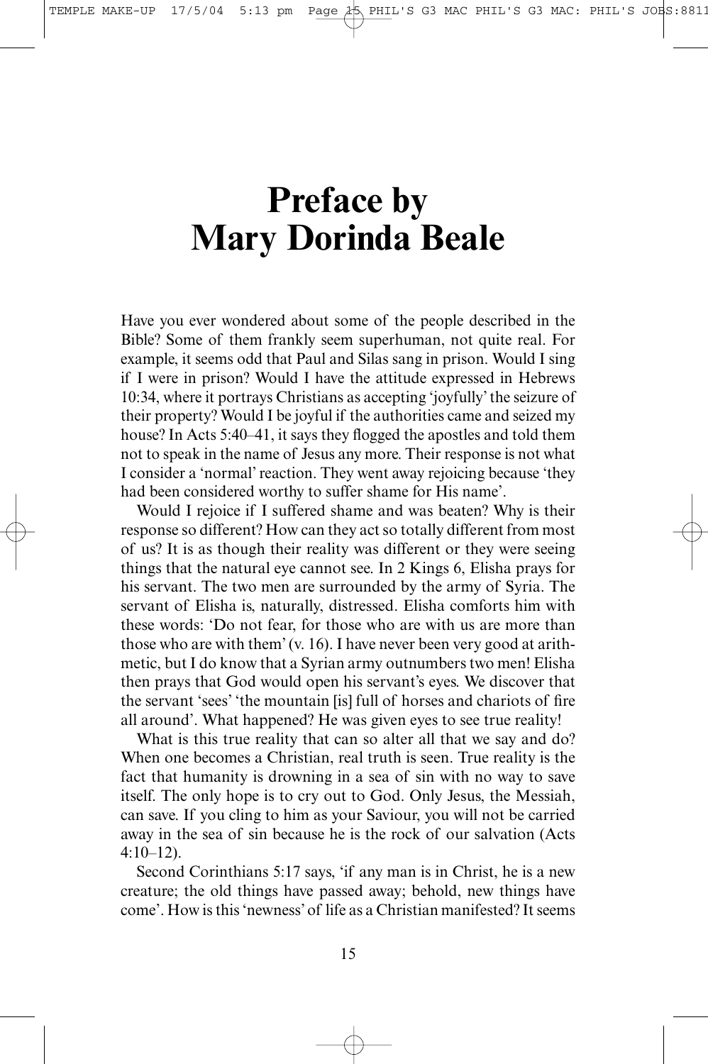# Preface by Mary Dorinda Beale

Have you ever wondered about some of the people described in the Bible? Some of them frankly seem superhuman, not quite real. For example, it seems odd that Paul and Silas sang in prison. Would I sing if I were in prison? Would I have the attitude expressed in Hebrews 10:34, where it portrays Christians as accepting 'joyfully' the seizure of their property? Would I be joyful if the authorities came and seized my house? In Acts 5:40–41, it says they flogged the apostles and told them not to speak in the name of Jesus any more. Their response is not what I consider a 'normal' reaction. They went away rejoicing because 'they had been considered worthy to suffer shame for His name'.

Would I rejoice if I suffered shame and was beaten? Why is their response so different? How can they act so totally different from most of us? It is as though their reality was different or they were seeing things that the natural eye cannot see. In 2 Kings 6, Elisha prays for his servant. The two men are surrounded by the army of Syria. The servant of Elisha is, naturally, distressed. Elisha comforts him with these words: 'Do not fear, for those who are with us are more than those who are with them' (v. 16). I have never been very good at arithmetic, but I do know that a Syrian army outnumbers two men! Elisha then prays that God would open his servant's eyes. We discover that the servant 'sees' 'the mountain [is] full of horses and chariots of fire all around'. What happened? He was given eyes to see true reality!

What is this true reality that can so alter all that we say and do? When one becomes a Christian, real truth is seen. True reality is the fact that humanity is drowning in a sea of sin with no way to save itself. The only hope is to cry out to God. Only Jesus, the Messiah, can save. If you cling to him as your Saviour, you will not be carried away in the sea of sin because he is the rock of our salvation (Acts 4:10–12).

Second Corinthians 5:17 says, 'if any man is in Christ, he is a new creature; the old things have passed away; behold, new things have come'. How is this 'newness' of life as a Christian manifested? It seems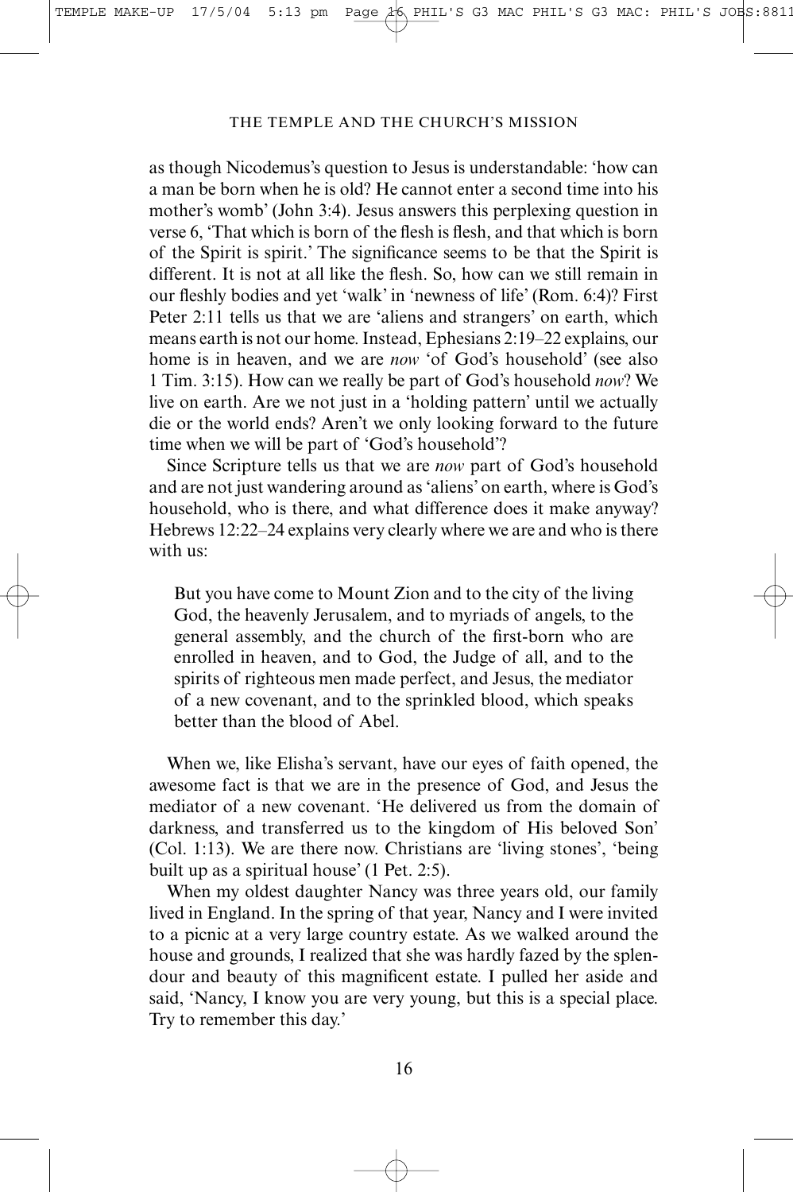as though Nicodemus's question to Jesus is understandable: 'how can a man be born when he is old? He cannot enter a second time into his mother's womb' (John 3:4). Jesus answers this perplexing question in verse 6, 'That which is born of the flesh is flesh, and that which is born of the Spirit is spirit.' The significance seems to be that the Spirit is different. It is not at all like the flesh. So, how can we still remain in our fleshly bodies and yet 'walk' in 'newness of life' (Rom. 6:4)? First Peter 2:11 tells us that we are 'aliens and strangers' on earth, which means earth is not our home. Instead, Ephesians 2:19–22 explains, our home is in heaven, and we are *now* 'of God's household' (see also 1 Tim. 3:15). How can we really be part of God's household *now*? We live on earth. Are we not just in a 'holding pattern' until we actually die or the world ends? Aren't we only looking forward to the future time when we will be part of 'God's household'?

Since Scripture tells us that we are *now* part of God's household and are not just wandering around as 'aliens' on earth, where is God's household, who is there, and what difference does it make anyway? Hebrews 12:22–24 explains very clearly where we are and who is there with us:

> But you have come to Mount Zion and to the city of the living God, the heavenly Jerusalem, and to myriads of angels, to the general assembly, and the church of the first-born who are enrolled in heaven, and to God, the Judge of all, and to the spirits of righteous men made perfect, and Jesus, the mediator of a new covenant, and to the sprinkled blood, which speaks better than the blood of Abel.

When we, like Elisha's servant, have our eyes of faith opened, the awesome fact is that we are in the presence of God, and Jesus the mediator of a new covenant. 'He delivered us from the domain of darkness, and transferred us to the kingdom of His beloved Son' (Col. 1:13). We are there now. Christians are 'living stones', 'being built up as a spiritual house' (1 Pet. 2:5).

When my oldest daughter Nancy was three years old, our family lived in England. In the spring of that year, Nancy and I were invited to a picnic at a very large country estate. As we walked around the house and grounds, I realized that she was hardly fazed by the splendour and beauty of this magnificent estate. I pulled her aside and said, 'Nancy, I know you are very young, but this is a special place. Try to remember this day.'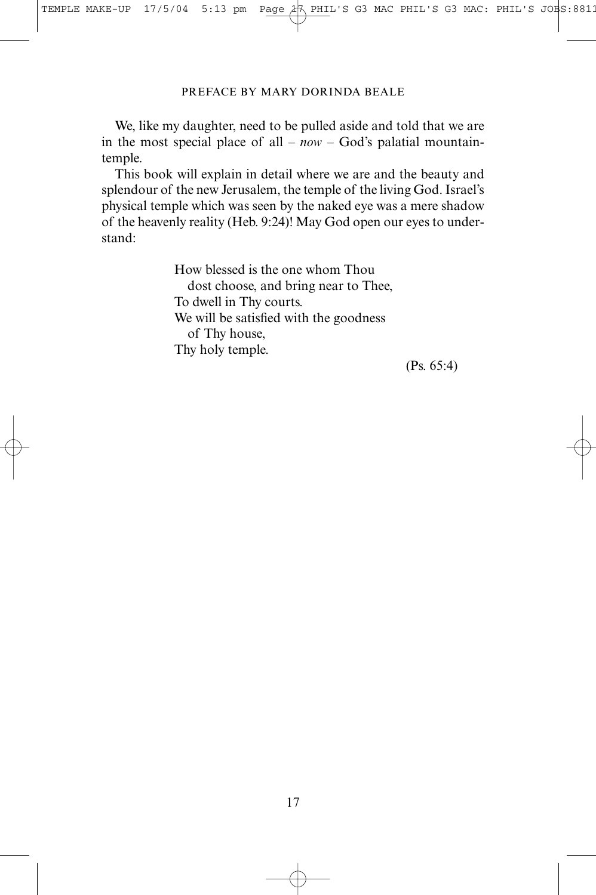We, like my daughter, need to be pulled aside and told that we are in the most special place of all – *now* – God's palatial mountain-temple.

This book will explain in detail where we are and the beauty and splendour of the new Jerusalem, the temple of the living God. Israel's physical temple which was seen by the naked eye was a mere shadow of the heavenly reality (Heb. 9:24)! May God open our eyes to understand:

> How blessed is the one whom Thou
> dost choose, and bring near to Thee,
> To dwell in Thy courts.
> We will be satisfied with the goodness
> of Thy house,
> Thy holy temple.
>
> (Ps. 65:4)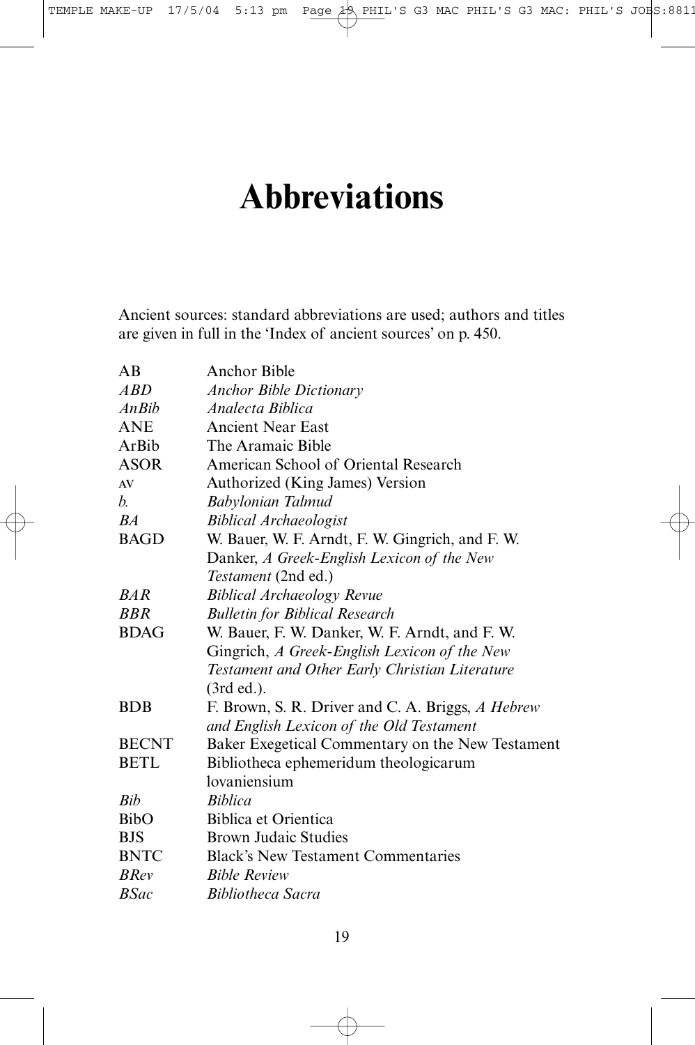# Abbreviations

Ancient sources: standard abbreviations are used; authors and titles are given in full in the 'Index of ancient sources' on p. 450.

| | |
|---|---|
| AB | Anchor Bible |
| *ABD* | *Anchor Bible Dictionary* |
| *AnBib* | *Analecta Biblica* |
| ANE | Ancient Near East |
| ArBib | The Aramaic Bible |
| ASOR | American School of Oriental Research |
| AV | Authorized (King James) Version |
| *b.* | *Babylonian Talmud* |
| *BA* | *Biblical Archaeologist* |
| BAGD | W. Bauer, W. F. Arndt, F. W. Gingrich, and F. W. Danker, *A Greek-English Lexicon of the New Testament* (2nd ed.) |
| *BAR* | *Biblical Archaeology Revue* |
| *BBR* | *Bulletin for Biblical Research* |
| BDAG | W. Bauer, F. W. Danker, W. F. Arndt, and F. W. Gingrich, *A Greek-English Lexicon of the New Testament and Other Early Christian Literature* (3rd ed.). |
| BDB | F. Brown, S. R. Driver and C. A. Briggs, *A Hebrew and English Lexicon of the Old Testament* |
| BECNT | Baker Exegetical Commentary on the New Testament |
| BETL | Bibliotheca ephemeridum theologicarum lovaniensium |
| *Bib* | *Biblica* |
| BibO | Biblica et Orientica |
| BJS | Brown Judaic Studies |
| BNTC | Black's New Testament Commentaries |
| *BRev* | *Bible Review* |
| *BSac* | *Bibliotheca Sacra* |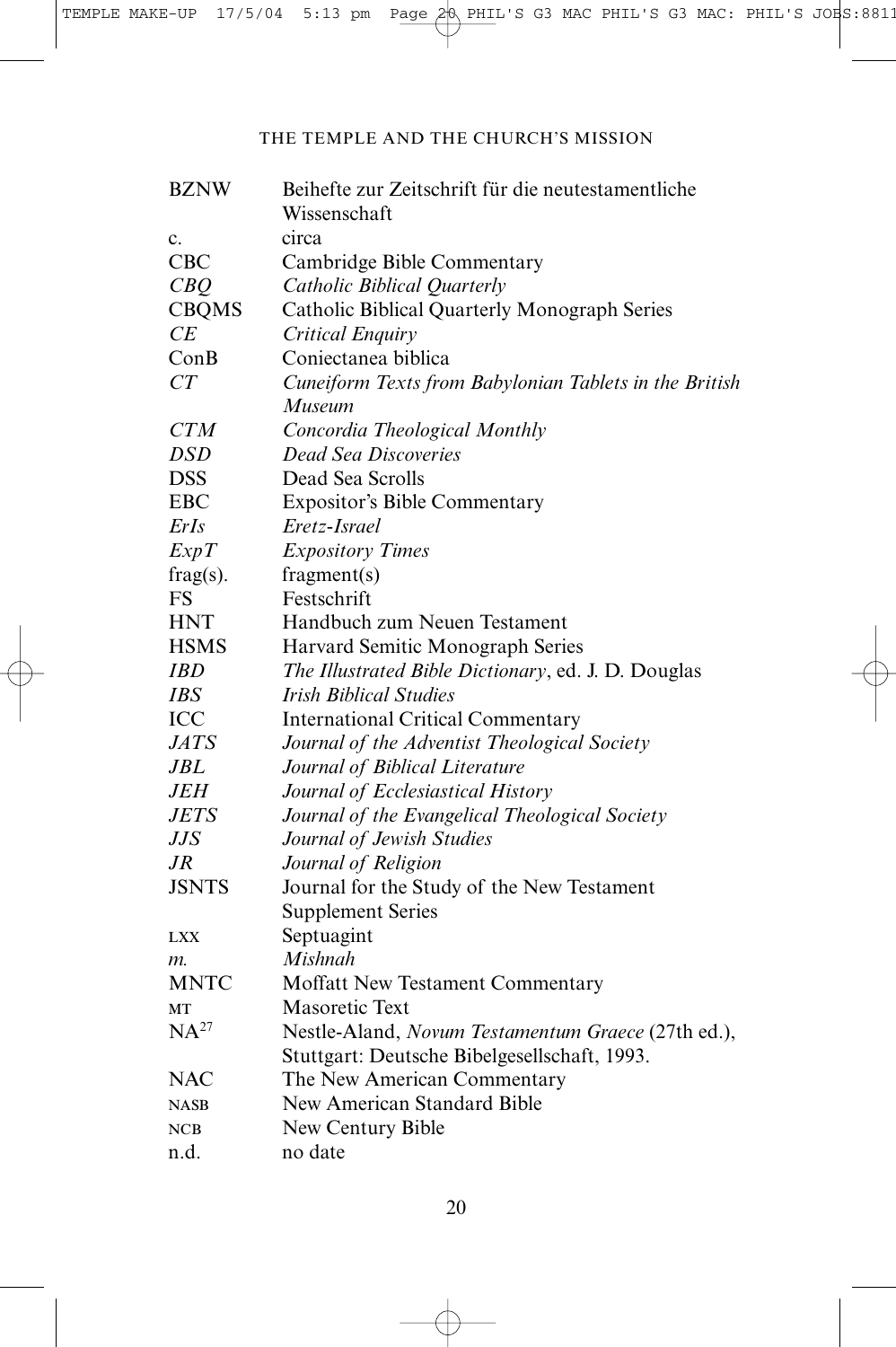| | |
|---|---|
| BZNW | Beihefte zur Zeitschrift für die neutestamentliche Wissenschaft |
| c. | circa |
| CBC | Cambridge Bible Commentary |
| *CBQ* | *Catholic Biblical Quarterly* |
| CBQMS | Catholic Biblical Quarterly Monograph Series |
| *CE* | *Critical Enquiry* |
| ConB | Coniectanea biblica |
| *CT* | *Cuneiform Texts from Babylonian Tablets in the British Museum* |
| *CTM* | *Concordia Theological Monthly* |
| *DSD* | *Dead Sea Discoveries* |
| DSS | Dead Sea Scrolls |
| EBC | Expositor's Bible Commentary |
| *ErIs* | *Eretz-Israel* |
| *ExpT* | *Expository Times* |
| frag(s). | fragment(s) |
| FS | Festschrift |
| HNT | Handbuch zum Neuen Testament |
| HSMS | Harvard Semitic Monograph Series |
| *IBD* | *The Illustrated Bible Dictionary*, ed. J. D. Douglas |
| *IBS* | *Irish Biblical Studies* |
| ICC | International Critical Commentary |
| *JATS* | *Journal of the Adventist Theological Society* |
| *JBL* | *Journal of Biblical Literature* |
| *JEH* | *Journal of Ecclesiastical History* |
| *JETS* | *Journal of the Evangelical Theological Society* |
| *JJS* | *Journal of Jewish Studies* |
| *JR* | *Journal of Religion* |
| JSNTS | Journal for the Study of the New Testament Supplement Series |
| LXX | Septuagint |
| *m.* | *Mishnah* |
| MNTC | Moffatt New Testament Commentary |
| MT | Masoretic Text |
| NA[27] | Nestle-Aland, *Novum Testamentum Graece* (27th ed.), Stuttgart: Deutsche Bibelgesellschaft, 1993. |
| NAC | The New American Commentary |
| NASB | New American Standard Bible |
| NCB | New Century Bible |
| n.d. | no date |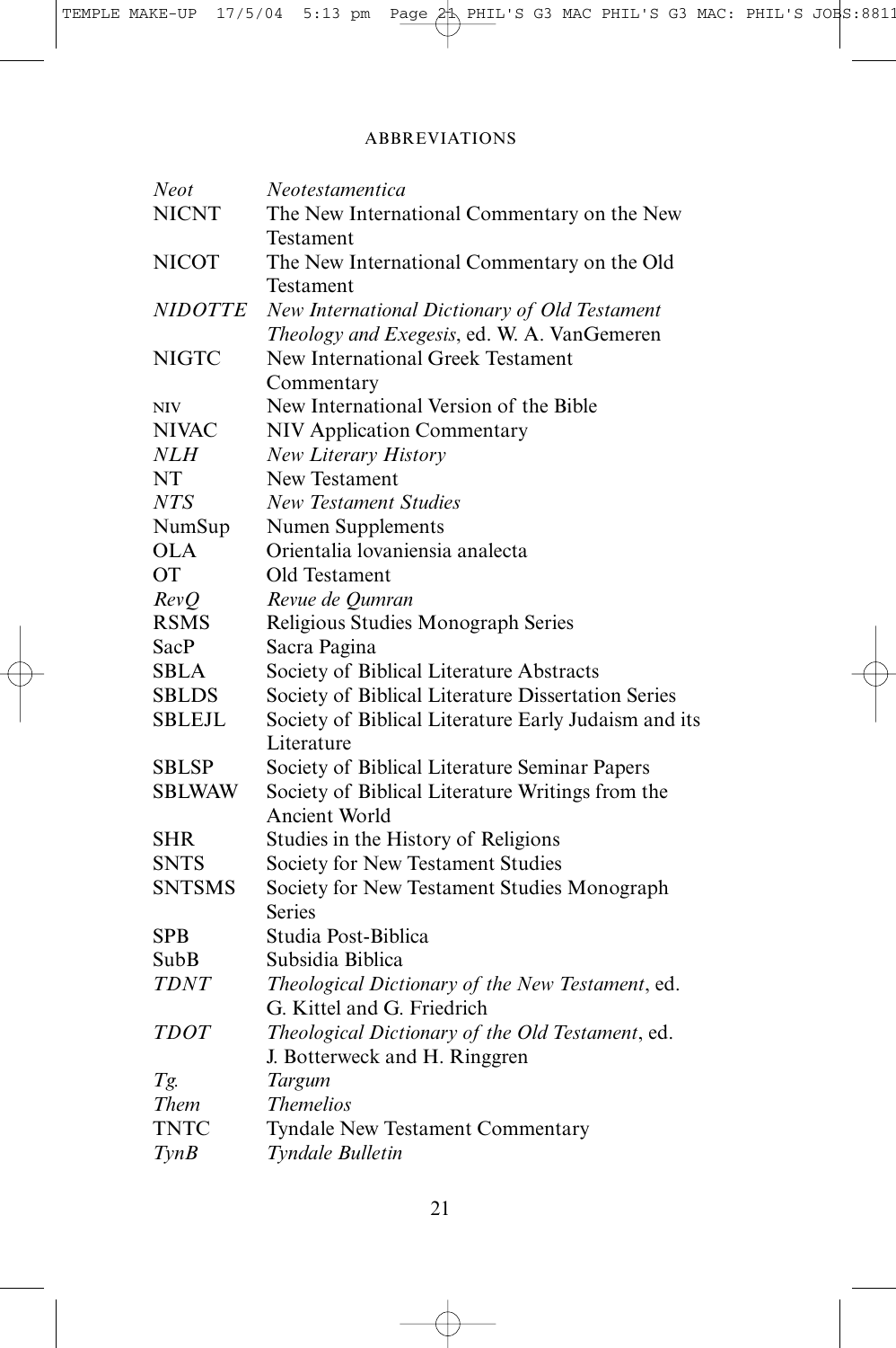| | |
|---|---|
| *Neot* | *Neotestamentica* |
| NICNT | The New International Commentary on the New Testament |
| NICOT | The New International Commentary on the Old Testament |
| *NIDOTTE* | *New International Dictionary of Old Testament Theology and Exegesis*, ed. W. A. VanGemeren |
| NIGTC | New International Greek Testament Commentary |
| NIV | New International Version of the Bible |
| NIVAC | NIV Application Commentary |
| *NLH* | *New Literary History* |
| NT | New Testament |
| *NTS* | *New Testament Studies* |
| NumSup | Numen Supplements |
| OLA | Orientalia lovaniensia analecta |
| OT | Old Testament |
| *RevQ* | *Revue de Qumran* |
| RSMS | Religious Studies Monograph Series |
| SacP | Sacra Pagina |
| SBLA | Society of Biblical Literature Abstracts |
| SBLDS | Society of Biblical Literature Dissertation Series |
| SBLEJL | Society of Biblical Literature Early Judaism and its Literature |
| SBLSP | Society of Biblical Literature Seminar Papers |
| SBLWAW | Society of Biblical Literature Writings from the Ancient World |
| SHR | Studies in the History of Religions |
| SNTS | Society for New Testament Studies |
| SNTSMS | Society for New Testament Studies Monograph Series |
| SPB | Studia Post-Biblica |
| SubB | Subsidia Biblica |
| *TDNT* | *Theological Dictionary of the New Testament*, ed. G. Kittel and G. Friedrich |
| *TDOT* | *Theological Dictionary of the Old Testament*, ed. J. Botterweck and H. Ringgren |
| *Tg.* | *Targum* |
| *Them* | *Themelios* |
| TNTC | Tyndale New Testament Commentary |
| *TynB* | *Tyndale Bulletin* |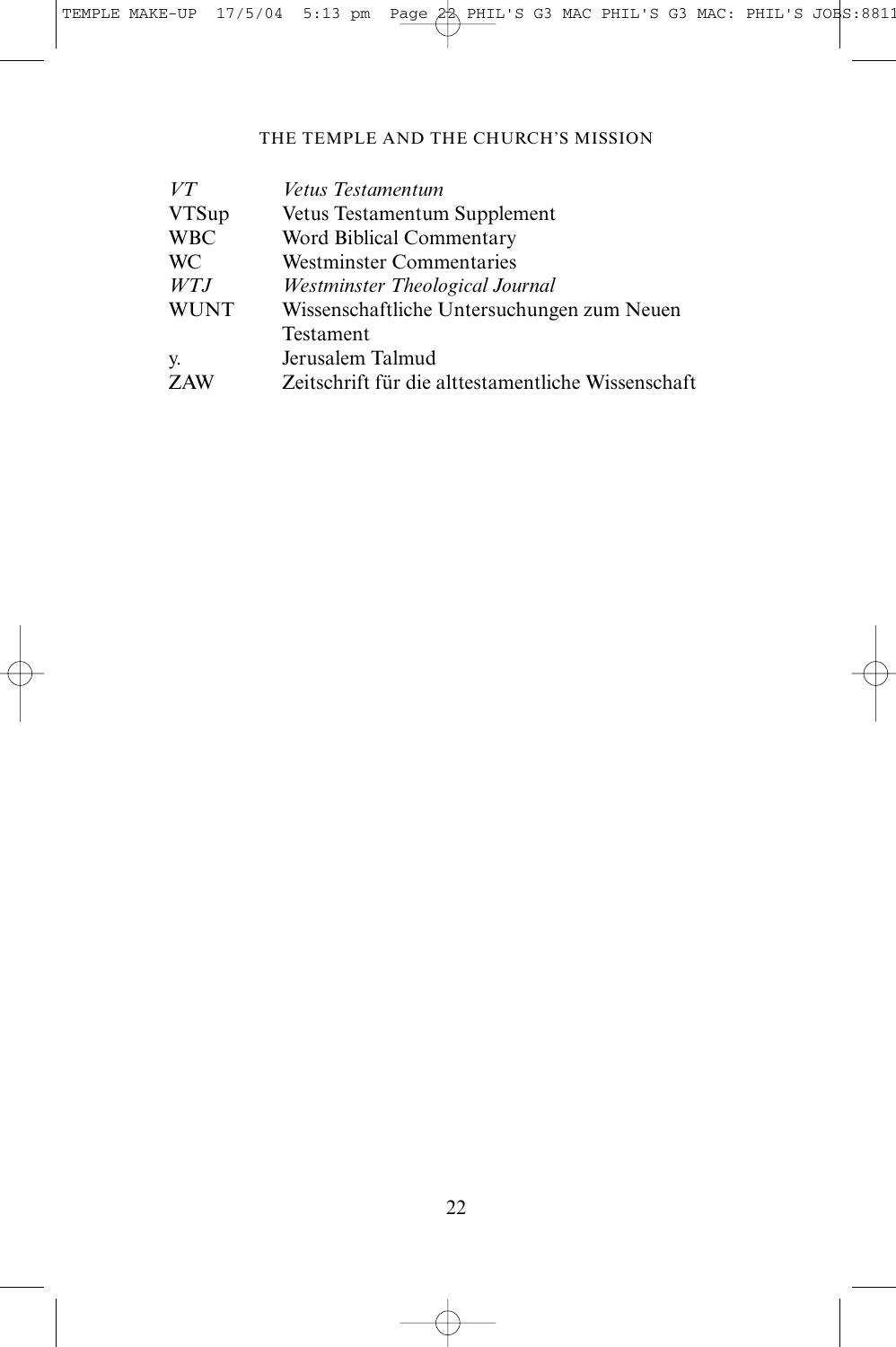| | |
|---|---|
| *VT* | *Vetus Testamentum* |
| VTSup | Vetus Testamentum Supplement |
| WBC | Word Biblical Commentary |
| WC | Westminster Commentaries |
| *WTJ* | *Westminster Theological Journal* |
| WUNT | Wissenschaftliche Untersuchungen zum Neuen Testament |
| y. | Jerusalem Talmud |
| ZAW | Zeitschrift für die alttestamentliche Wissenschaft |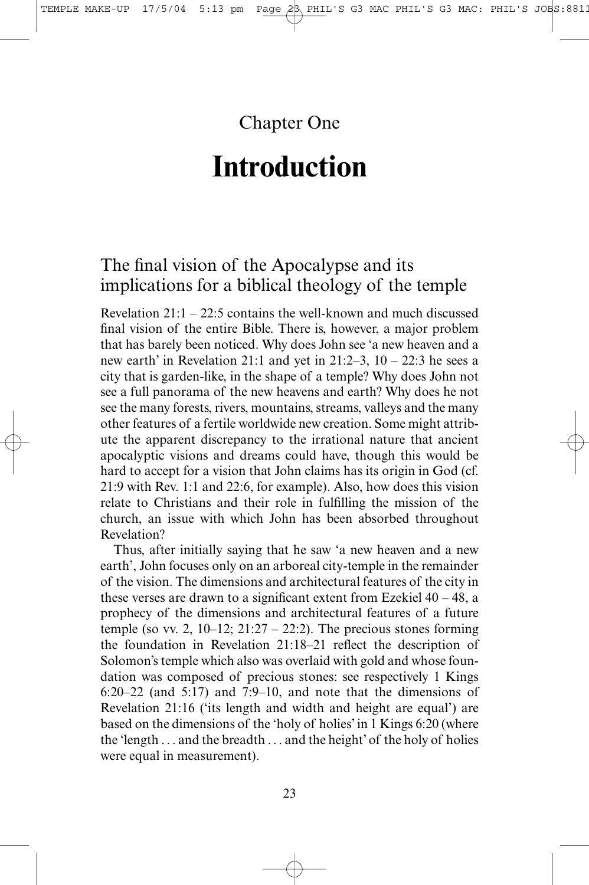Chapter One

# Introduction

## The final vision of the Apocalypse and its implications for a biblical theology of the temple

Revelation 21:1 – 22:5 contains the well-known and much discussed final vision of the entire Bible. There is, however, a major problem that has barely been noticed. Why does John see 'a new heaven and a new earth' in Revelation 21:1 and yet in 21:2–3, 10 – 22:3 he sees a city that is garden-like, in the shape of a temple? Why does John not see a full panorama of the new heavens and earth? Why does he not see the many forests, rivers, mountains, streams, valleys and the many other features of a fertile worldwide new creation. Some might attribute the apparent discrepancy to the irrational nature that ancient apocalyptic visions and dreams could have, though this would be hard to accept for a vision that John claims has its origin in God (cf. 21:9 with Rev. 1:1 and 22:6, for example). Also, how does this vision relate to Christians and their role in fulfilling the mission of the church, an issue with which John has been absorbed throughout Revelation?

Thus, after initially saying that he saw 'a new heaven and a new earth', John focuses only on an arboreal city-temple in the remainder of the vision. The dimensions and architectural features of the city in these verses are drawn to a significant extent from Ezekiel 40 – 48, a prophecy of the dimensions and architectural features of a future temple (so vv. 2, 10–12; 21:27 – 22:2). The precious stones forming the foundation in Revelation 21:18–21 reflect the description of Solomon's temple which also was overlaid with gold and whose foundation was composed of precious stones: see respectively 1 Kings 6:20–22 (and 5:17) and 7:9–10, and note that the dimensions of Revelation 21:16 ('its length and width and height are equal') are based on the dimensions of the 'holy of holies' in 1 Kings 6:20 (where the 'length . . . and the breadth . . . and the height' of the holy of holies were equal in measurement).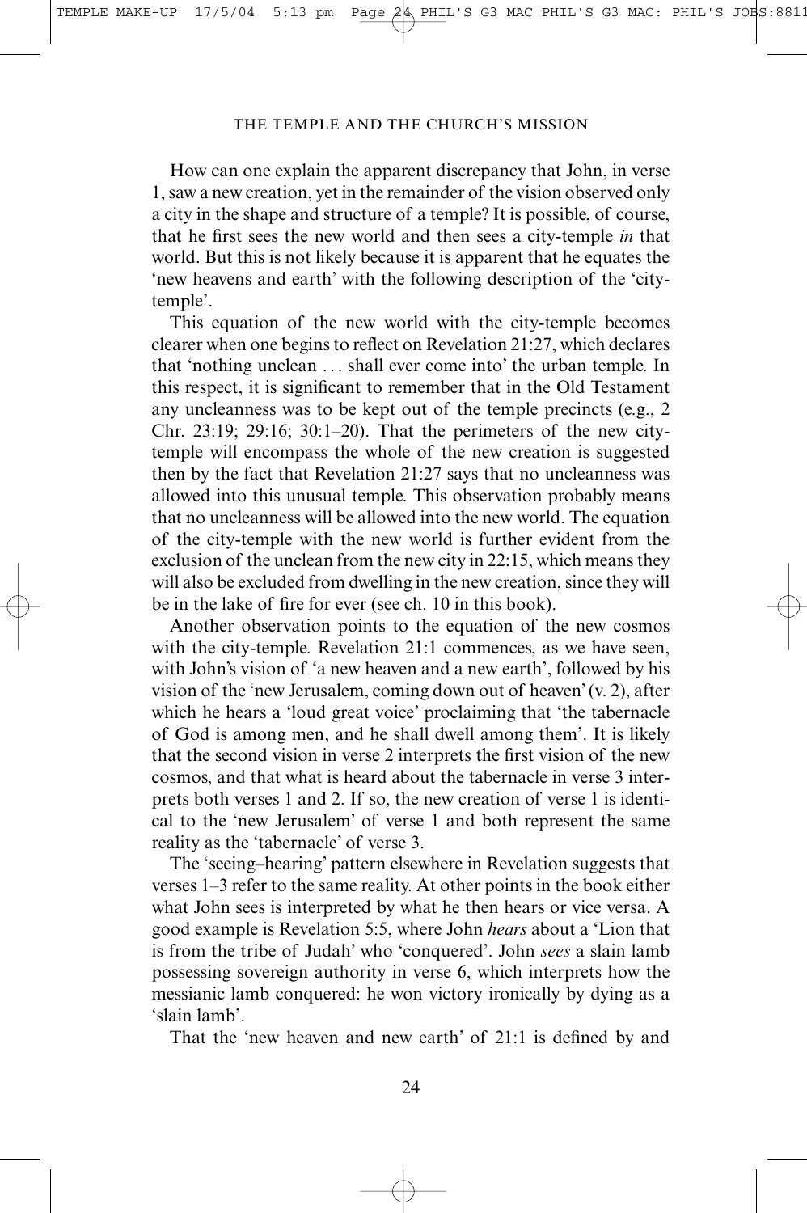How can one explain the apparent discrepancy that John, in verse 1, saw a new creation, yet in the remainder of the vision observed only a city in the shape and structure of a temple? It is possible, of course, that he first sees the new world and then sees a city-temple *in* that world. But this is not likely because it is apparent that he equates the 'new heavens and earth' with the following description of the 'city-temple'.

This equation of the new world with the city-temple becomes clearer when one begins to reflect on Revelation 21:27, which declares that 'nothing unclean … shall ever come into' the urban temple. In this respect, it is significant to remember that in the Old Testament any uncleanness was to be kept out of the temple precincts (e.g., 2 Chr. 23:19; 29:16; 30:1–20). That the perimeters of the new city-temple will encompass the whole of the new creation is suggested then by the fact that Revelation 21:27 says that no uncleanness was allowed into this unusual temple. This observation probably means that no uncleanness will be allowed into the new world. The equation of the city-temple with the new world is further evident from the exclusion of the unclean from the new city in 22:15, which means they will also be excluded from dwelling in the new creation, since they will be in the lake of fire for ever (see ch. 10 in this book).

Another observation points to the equation of the new cosmos with the city-temple. Revelation 21:1 commences, as we have seen, with John's vision of 'a new heaven and a new earth', followed by his vision of the 'new Jerusalem, coming down out of heaven' (v. 2), after which he hears a 'loud great voice' proclaiming that 'the tabernacle of God is among men, and he shall dwell among them'. It is likely that the second vision in verse 2 interprets the first vision of the new cosmos, and that what is heard about the tabernacle in verse 3 interprets both verses 1 and 2. If so, the new creation of verse 1 is identical to the 'new Jerusalem' of verse 1 and both represent the same reality as the 'tabernacle' of verse 3.

The 'seeing–hearing' pattern elsewhere in Revelation suggests that verses 1–3 refer to the same reality. At other points in the book either what John sees is interpreted by what he then hears or vice versa. A good example is Revelation 5:5, where John *hears* about a 'Lion that is from the tribe of Judah' who 'conquered'. John *sees* a slain lamb possessing sovereign authority in verse 6, which interprets how the messianic lamb conquered: he won victory ironically by dying as a 'slain lamb'.

That the 'new heaven and new earth' of 21:1 is defined by and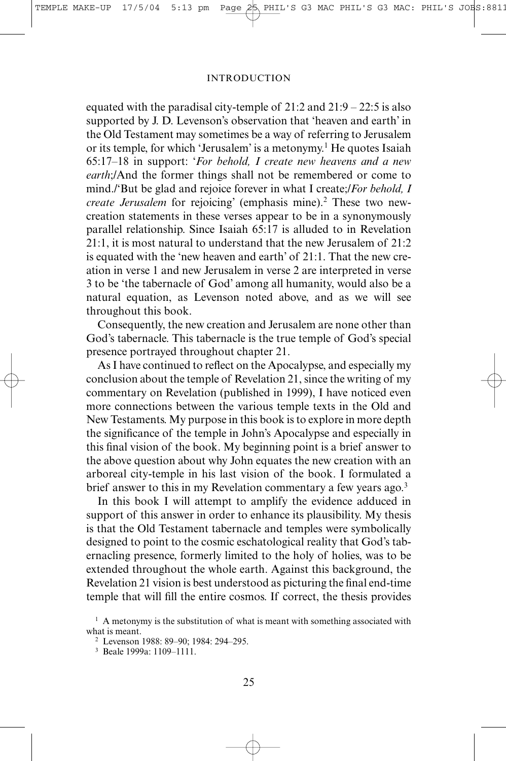equated with the paradisal city-temple of 21:2 and 21:9 – 22:5 is also supported by J. D. Levenson's observation that 'heaven and earth' in the Old Testament may sometimes be a way of referring to Jerusalem or its temple, for which 'Jerusalem' is a metonymy.[1] He quotes Isaiah 65:17–18 in support: '*For behold, I create new heavens and a new earth*;/And the former things shall not be remembered or come to mind./'But be glad and rejoice forever in what I create;/*For behold, I create Jerusalem* for rejoicing' (emphasis mine).[2] These two new-creation statements in these verses appear to be in a synonymously parallel relationship. Since Isaiah 65:17 is alluded to in Revelation 21:1, it is most natural to understand that the new Jerusalem of 21:2 is equated with the 'new heaven and earth' of 21:1. That the new creation in verse 1 and new Jerusalem in verse 2 are interpreted in verse 3 to be 'the tabernacle of God' among all humanity, would also be a natural equation, as Levenson noted above, and as we will see throughout this book.

Consequently, the new creation and Jerusalem are none other than God's tabernacle. This tabernacle is the true temple of God's special presence portrayed throughout chapter 21.

As I have continued to reflect on the Apocalypse, and especially my conclusion about the temple of Revelation 21, since the writing of my commentary on Revelation (published in 1999), I have noticed even more connections between the various temple texts in the Old and New Testaments. My purpose in this book is to explore in more depth the significance of the temple in John's Apocalypse and especially in this final vision of the book. My beginning point is a brief answer to the above question about why John equates the new creation with an arboreal city-temple in his last vision of the book. I formulated a brief answer to this in my Revelation commentary a few years ago.[3]

In this book I will attempt to amplify the evidence adduced in support of this answer in order to enhance its plausibility. My thesis is that the Old Testament tabernacle and temples were symbolically designed to point to the cosmic eschatological reality that God's tabernacling presence, formerly limited to the holy of holies, was to be extended throughout the whole earth. Against this background, the Revelation 21 vision is best understood as picturing the final end-time temple that will fill the entire cosmos. If correct, the thesis provides

[1] A metonymy is the substitution of what is meant with something associated with what is meant.

[2] Levenson 1988: 89–90; 1984: 294–295.

[3] Beale 1999a: 1109–1111.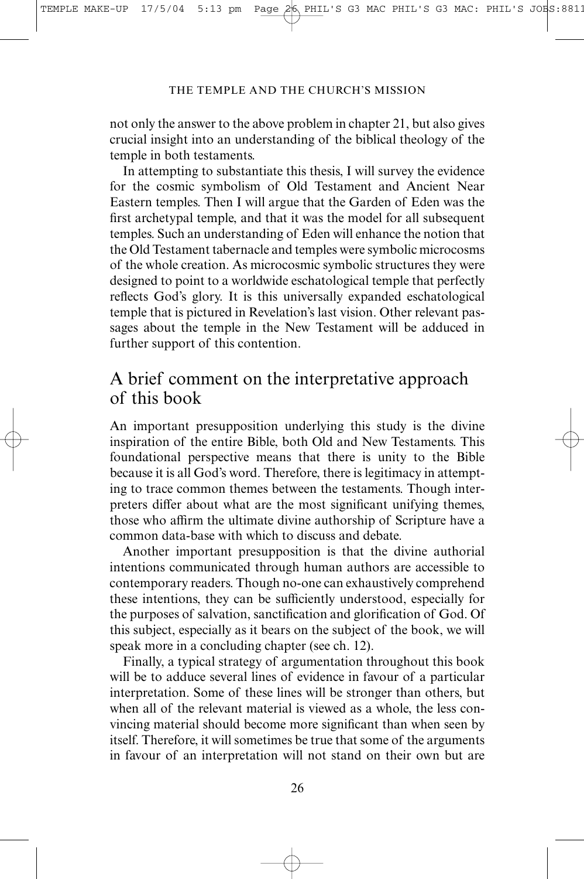not only the answer to the above problem in chapter 21, but also gives crucial insight into an understanding of the biblical theology of the temple in both testaments.

In attempting to substantiate this thesis, I will survey the evidence for the cosmic symbolism of Old Testament and Ancient Near Eastern temples. Then I will argue that the Garden of Eden was the first archetypal temple, and that it was the model for all subsequent temples. Such an understanding of Eden will enhance the notion that the Old Testament tabernacle and temples were symbolic microcosms of the whole creation. As microcosmic symbolic structures they were designed to point to a worldwide eschatological temple that perfectly reflects God's glory. It is this universally expanded eschatological temple that is pictured in Revelation's last vision. Other relevant passages about the temple in the New Testament will be adduced in further support of this contention.

## A brief comment on the interpretative approach of this book

An important presupposition underlying this study is the divine inspiration of the entire Bible, both Old and New Testaments. This foundational perspective means that there is unity to the Bible because it is all God's word. Therefore, there is legitimacy in attempting to trace common themes between the testaments. Though interpreters differ about what are the most significant unifying themes, those who affirm the ultimate divine authorship of Scripture have a common data-base with which to discuss and debate.

Another important presupposition is that the divine authorial intentions communicated through human authors are accessible to contemporary readers. Though no-one can exhaustively comprehend these intentions, they can be sufficiently understood, especially for the purposes of salvation, sanctification and glorification of God. Of this subject, especially as it bears on the subject of the book, we will speak more in a concluding chapter (see ch. 12).

Finally, a typical strategy of argumentation throughout this book will be to adduce several lines of evidence in favour of a particular interpretation. Some of these lines will be stronger than others, but when all of the relevant material is viewed as a whole, the less convincing material should become more significant than when seen by itself. Therefore, it will sometimes be true that some of the arguments in favour of an interpretation will not stand on their own but are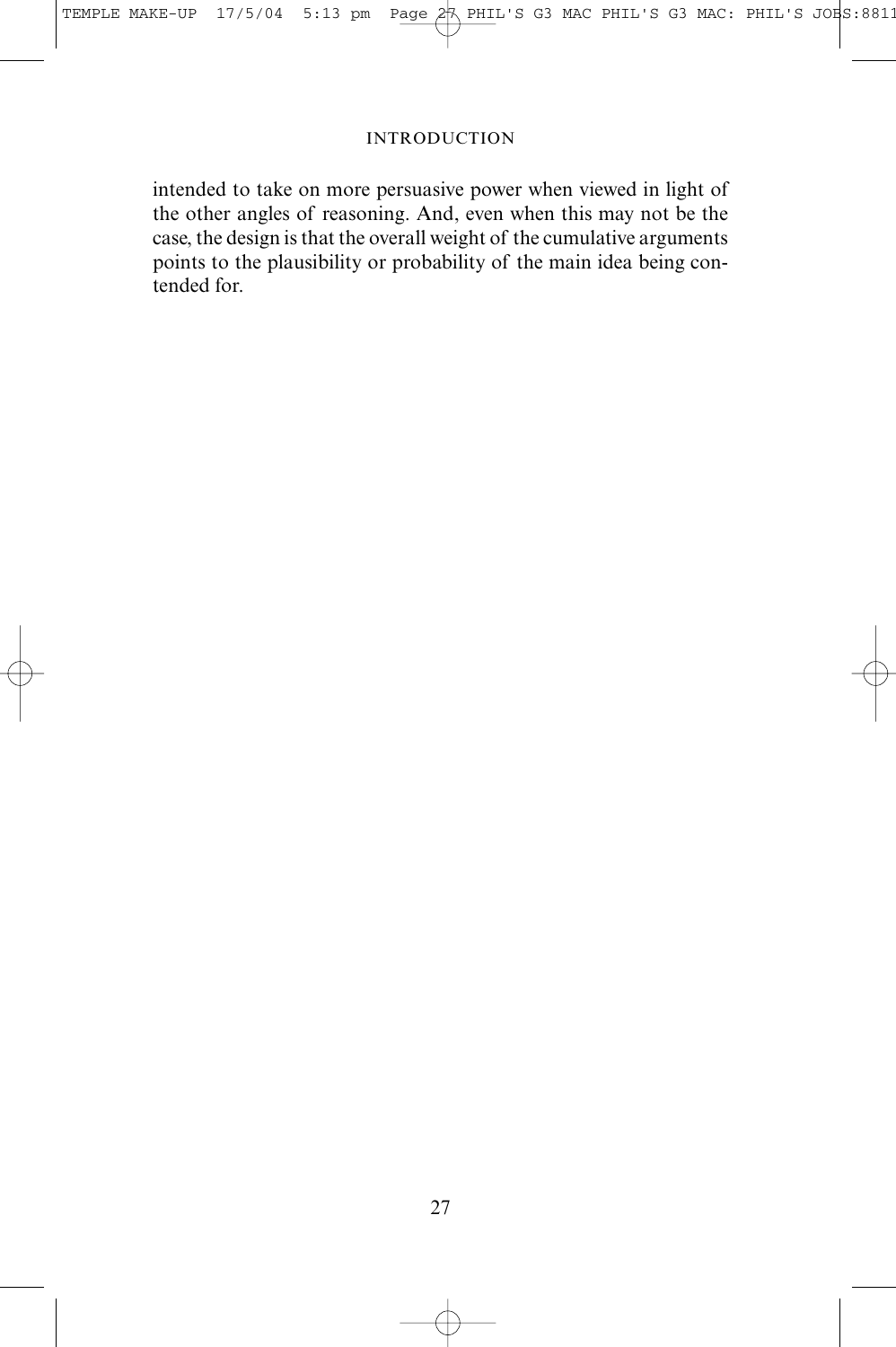intended to take on more persuasive power when viewed in light of the other angles of reasoning. And, even when this may not be the case, the design is that the overall weight of the cumulative arguments points to the plausibility or probability of the main idea being contended for.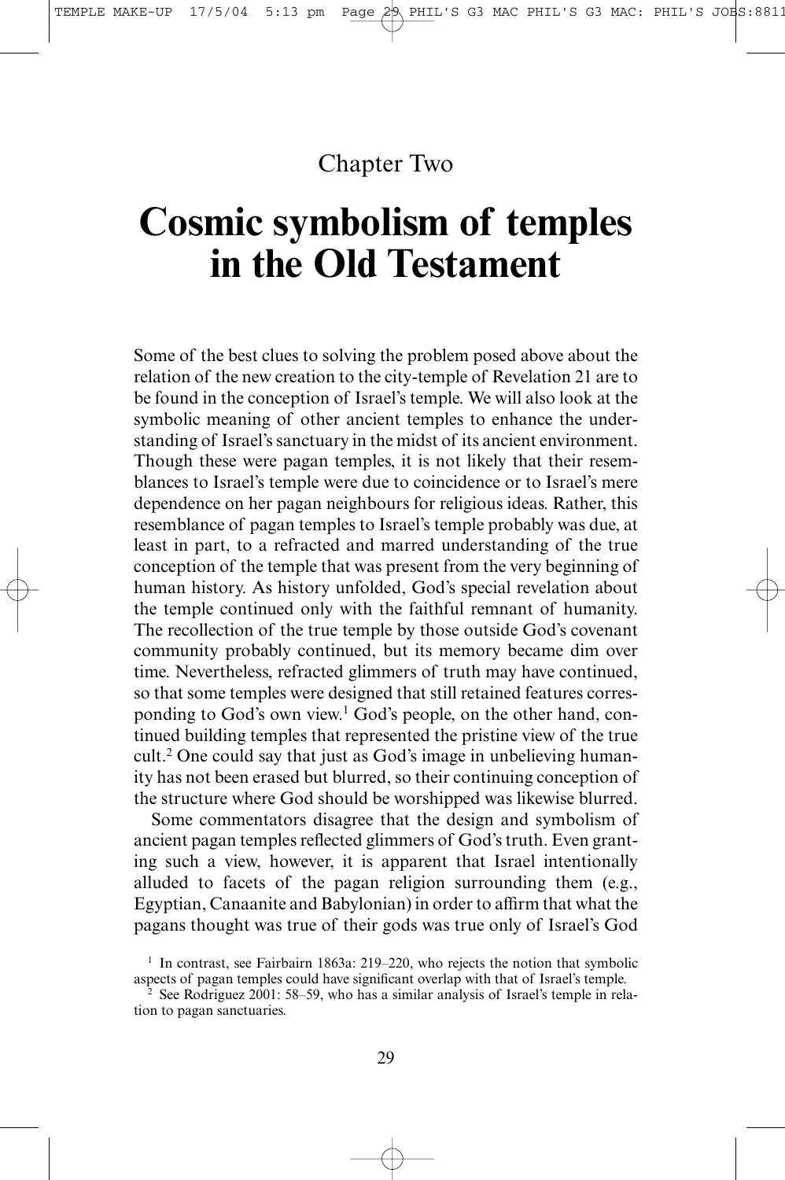Chapter Two

# Cosmic symbolism of temples in the Old Testament

Some of the best clues to solving the problem posed above about the relation of the new creation to the city-temple of Revelation 21 are to be found in the conception of Israel's temple. We will also look at the symbolic meaning of other ancient temples to enhance the understanding of Israel's sanctuary in the midst of its ancient environment. Though these were pagan temples, it is not likely that their resemblances to Israel's temple were due to coincidence or to Israel's mere dependence on her pagan neighbours for religious ideas. Rather, this resemblance of pagan temples to Israel's temple probably was due, at least in part, to a refracted and marred understanding of the true conception of the temple that was present from the very beginning of human history. As history unfolded, God's special revelation about the temple continued only with the faithful remnant of humanity. The recollection of the true temple by those outside God's covenant community probably continued, but its memory became dim over time. Nevertheless, refracted glimmers of truth may have continued, so that some temples were designed that still retained features corresponding to God's own view.[1] God's people, on the other hand, continued building temples that represented the pristine view of the true cult.[2] One could say that just as God's image in unbelieving humanity has not been erased but blurred, so their continuing conception of the structure where God should be worshipped was likewise blurred.

Some commentators disagree that the design and symbolism of ancient pagan temples reflected glimmers of God's truth. Even granting such a view, however, it is apparent that Israel intentionally alluded to facets of the pagan religion surrounding them (e.g., Egyptian, Canaanite and Babylonian) in order to affirm that what the pagans thought was true of their gods was true only of Israel's God

[1] In contrast, see Fairbairn 1863a: 219–220, who rejects the notion that symbolic aspects of pagan temples could have significant overlap with that of Israel's temple.

[2] See Rodriguez 2001: 58–59, who has a similar analysis of Israel's temple in relation to pagan sanctuaries.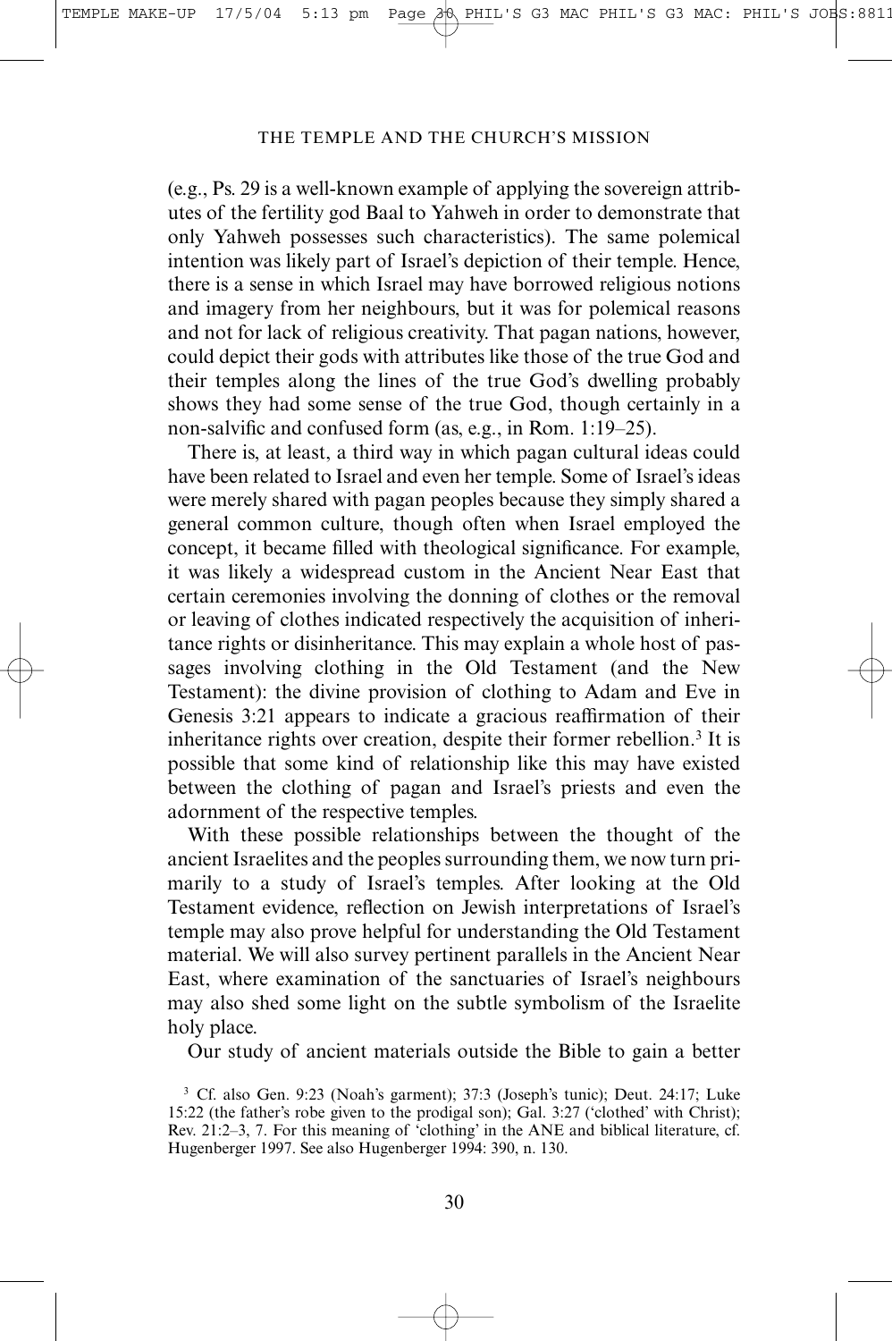(e.g., Ps. 29 is a well-known example of applying the sovereign attributes of the fertility god Baal to Yahweh in order to demonstrate that only Yahweh possesses such characteristics). The same polemical intention was likely part of Israel's depiction of their temple. Hence, there is a sense in which Israel may have borrowed religious notions and imagery from her neighbours, but it was for polemical reasons and not for lack of religious creativity. That pagan nations, however, could depict their gods with attributes like those of the true God and their temples along the lines of the true God's dwelling probably shows they had some sense of the true God, though certainly in a non-salvific and confused form (as, e.g., in Rom. 1:19–25).

There is, at least, a third way in which pagan cultural ideas could have been related to Israel and even her temple. Some of Israel's ideas were merely shared with pagan peoples because they simply shared a general common culture, though often when Israel employed the concept, it became filled with theological significance. For example, it was likely a widespread custom in the Ancient Near East that certain ceremonies involving the donning of clothes or the removal or leaving of clothes indicated respectively the acquisition of inheritance rights or disinheritance. This may explain a whole host of passages involving clothing in the Old Testament (and the New Testament): the divine provision of clothing to Adam and Eve in Genesis 3:21 appears to indicate a gracious reaffirmation of their inheritance rights over creation, despite their former rebellion.[3] It is possible that some kind of relationship like this may have existed between the clothing of pagan and Israel's priests and even the adornment of the respective temples.

With these possible relationships between the thought of the ancient Israelites and the peoples surrounding them, we now turn primarily to a study of Israel's temples. After looking at the Old Testament evidence, reflection on Jewish interpretations of Israel's temple may also prove helpful for understanding the Old Testament material. We will also survey pertinent parallels in the Ancient Near East, where examination of the sanctuaries of Israel's neighbours may also shed some light on the subtle symbolism of the Israelite holy place.

Our study of ancient materials outside the Bible to gain a better

[3] Cf. also Gen. 9:23 (Noah's garment); 37:3 (Joseph's tunic); Deut. 24:17; Luke 15:22 (the father's robe given to the prodigal son); Gal. 3:27 ('clothed' with Christ); Rev. 21:2–3, 7. For this meaning of 'clothing' in the ANE and biblical literature, cf. Hugenberger 1997. See also Hugenberger 1994: 390, n. 130.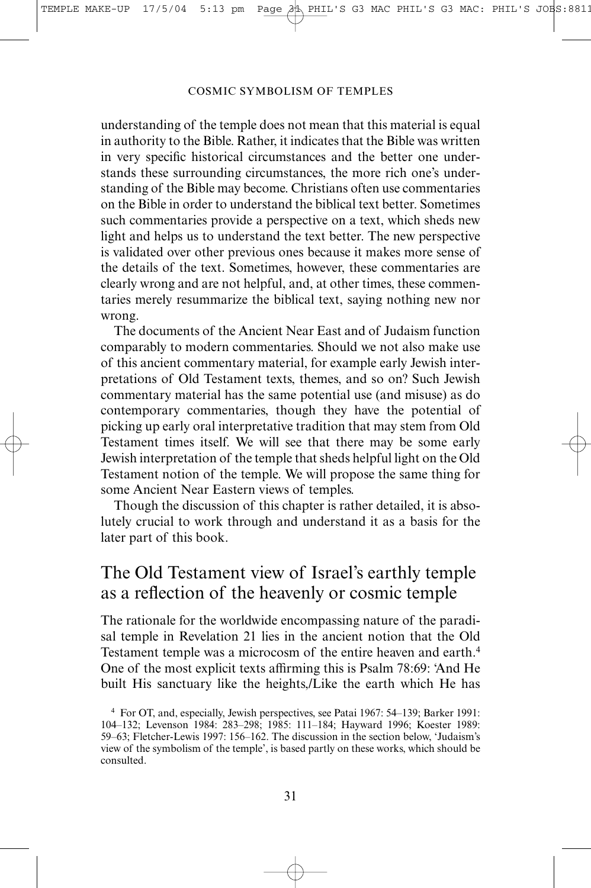understanding of the temple does not mean that this material is equal in authority to the Bible. Rather, it indicates that the Bible was written in very specific historical circumstances and the better one understands these surrounding circumstances, the more rich one's understanding of the Bible may become. Christians often use commentaries on the Bible in order to understand the biblical text better. Sometimes such commentaries provide a perspective on a text, which sheds new light and helps us to understand the text better. The new perspective is validated over other previous ones because it makes more sense of the details of the text. Sometimes, however, these commentaries are clearly wrong and are not helpful, and, at other times, these commentaries merely resummarize the biblical text, saying nothing new nor wrong.

The documents of the Ancient Near East and of Judaism function comparably to modern commentaries. Should we not also make use of this ancient commentary material, for example early Jewish interpretations of Old Testament texts, themes, and so on? Such Jewish commentary material has the same potential use (and misuse) as do contemporary commentaries, though they have the potential of picking up early oral interpretative tradition that may stem from Old Testament times itself. We will see that there may be some early Jewish interpretation of the temple that sheds helpful light on the Old Testament notion of the temple. We will propose the same thing for some Ancient Near Eastern views of temples.

Though the discussion of this chapter is rather detailed, it is absolutely crucial to work through and understand it as a basis for the later part of this book.

## The Old Testament view of Israel's earthly temple as a reflection of the heavenly or cosmic temple

The rationale for the worldwide encompassing nature of the paradisal temple in Revelation 21 lies in the ancient notion that the Old Testament temple was a microcosm of the entire heaven and earth.[4] One of the most explicit texts affirming this is Psalm 78:69: 'And He built His sanctuary like the heights,/Like the earth which He has

[4] For OT, and, especially, Jewish perspectives, see Patai 1967: 54–139; Barker 1991: 104–132; Levenson 1984: 283–298; 1985: 111–184; Hayward 1996; Koester 1989: 59–63; Fletcher-Lewis 1997: 156–162. The discussion in the section below, 'Judaism's view of the symbolism of the temple', is based partly on these works, which should be consulted.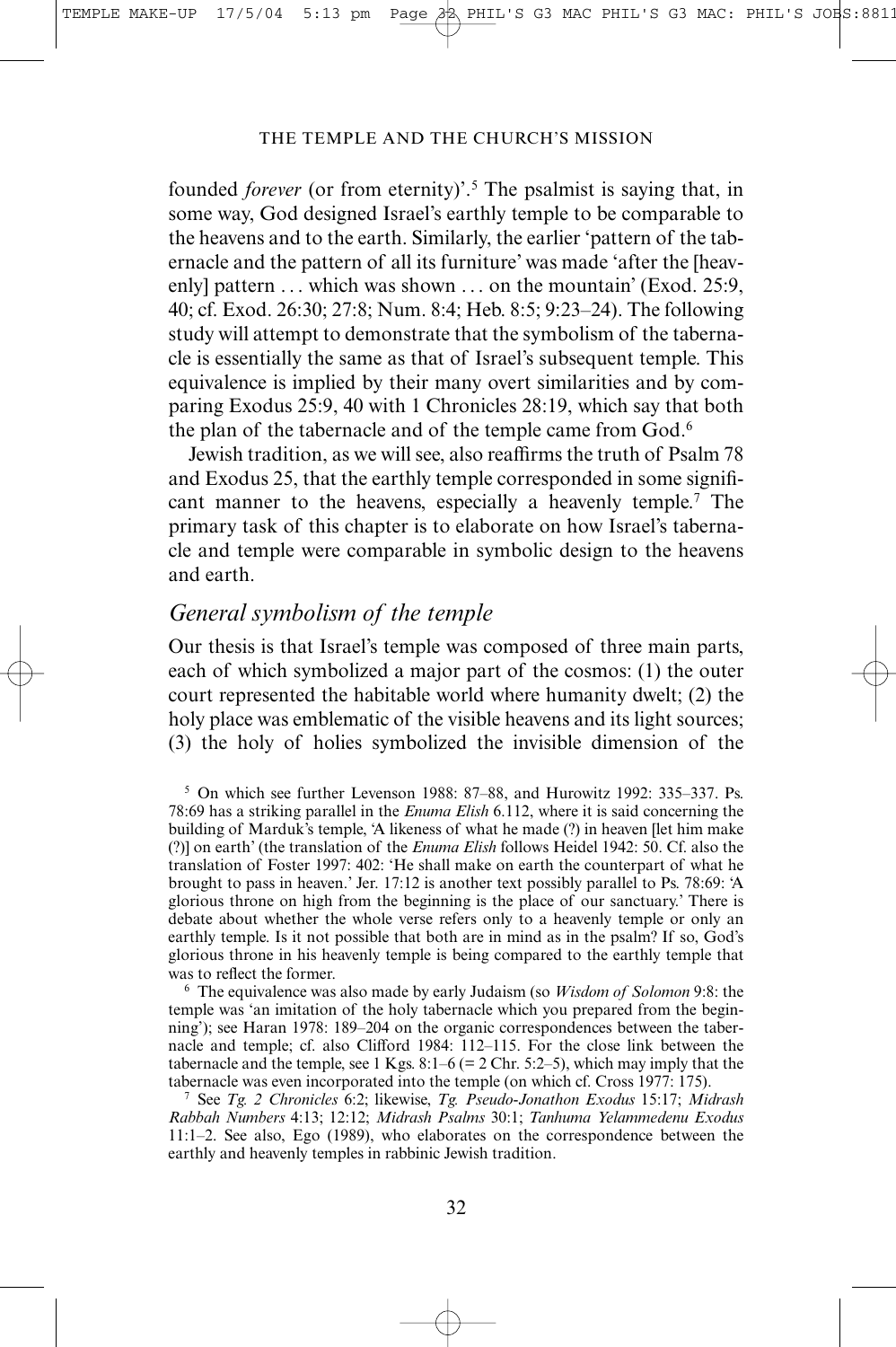founded *forever* (or from eternity)'.[5] The psalmist is saying that, in some way, God designed Israel's earthly temple to be comparable to the heavens and to the earth. Similarly, the earlier 'pattern of the tabernacle and the pattern of all its furniture' was made 'after the [heavenly] pattern . . . which was shown . . . on the mountain' (Exod. 25:9, 40; cf. Exod. 26:30; 27:8; Num. 8:4; Heb. 8:5; 9:23–24). The following study will attempt to demonstrate that the symbolism of the tabernacle is essentially the same as that of Israel's subsequent temple. This equivalence is implied by their many overt similarities and by comparing Exodus 25:9, 40 with 1 Chronicles 28:19, which say that both the plan of the tabernacle and of the temple came from God.[6]

Jewish tradition, as we will see, also reaffirms the truth of Psalm 78 and Exodus 25, that the earthly temple corresponded in some significant manner to the heavens, especially a heavenly temple.[7] The primary task of this chapter is to elaborate on how Israel's tabernacle and temple were comparable in symbolic design to the heavens and earth.

## *General symbolism of the temple*

Our thesis is that Israel's temple was composed of three main parts, each of which symbolized a major part of the cosmos: (1) the outer court represented the habitable world where humanity dwelt; (2) the holy place was emblematic of the visible heavens and its light sources; (3) the holy of holies symbolized the invisible dimension of the

[5] On which see further Levenson 1988: 87–88, and Hurowitz 1992: 335–337. Ps. 78:69 has a striking parallel in the *Enuma Elish* 6.112, where it is said concerning the building of Marduk's temple, 'A likeness of what he made (?) in heaven [let him make (?)] on earth' (the translation of the *Enuma Elish* follows Heidel 1942: 50. Cf. also the translation of Foster 1997: 402: 'He shall make on earth the counterpart of what he brought to pass in heaven.' Jer. 17:12 is another text possibly parallel to Ps. 78:69: 'A glorious throne on high from the beginning is the place of our sanctuary.' There is debate about whether the whole verse refers only to a heavenly temple or only an earthly temple. Is it not possible that both are in mind as in the psalm? If so, God's glorious throne in his heavenly temple is being compared to the earthly temple that was to reflect the former.

[6] The equivalence was also made by early Judaism (so *Wisdom of Solomon* 9:8: the temple was 'an imitation of the holy tabernacle which you prepared from the beginning'); see Haran 1978: 189–204 on the organic correspondences between the tabernacle and temple; cf. also Clifford 1984: 112–115. For the close link between the tabernacle and the temple, see 1 Kgs. 8:1–6 (= 2 Chr. 5:2–5), which may imply that the tabernacle was even incorporated into the temple (on which cf. Cross 1977: 175).

[7] See *Tg. 2 Chronicles* 6:2; likewise, *Tg. Pseudo-Jonathon Exodus* 15:17; *Midrash Rabbah Numbers* 4:13; 12:12; *Midrash Psalms* 30:1; *Tanhuma Yelammedenu Exodus* 11:1–2. See also, Ego (1989), who elaborates on the correspondence between the earthly and heavenly temples in rabbinic Jewish tradition.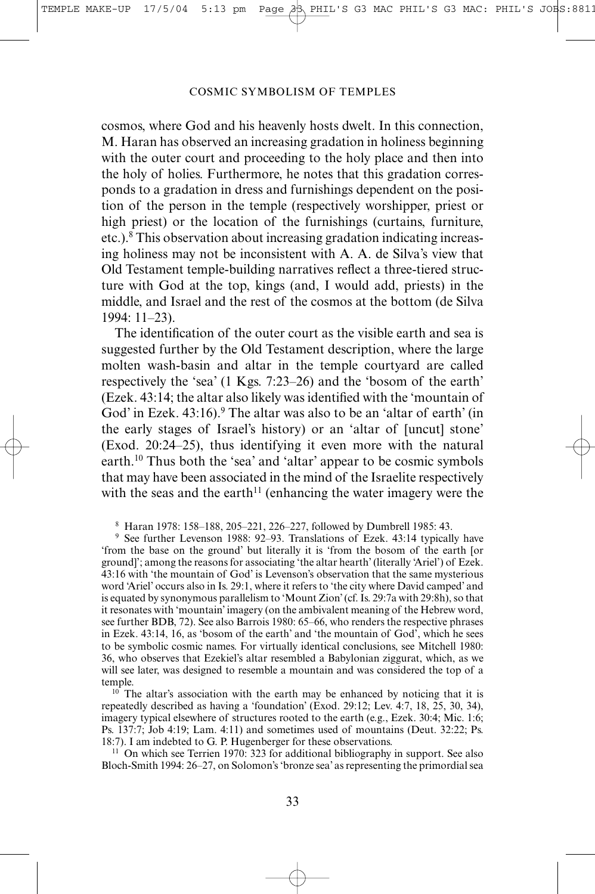cosmos, where God and his heavenly hosts dwelt. In this connection, M. Haran has observed an increasing gradation in holiness beginning with the outer court and proceeding to the holy place and then into the holy of holies. Furthermore, he notes that this gradation corresponds to a gradation in dress and furnishings dependent on the position of the person in the temple (respectively worshipper, priest or high priest) or the location of the furnishings (curtains, furniture, etc.).[8] This observation about increasing gradation indicating increasing holiness may not be inconsistent with A. A. de Silva's view that Old Testament temple-building narratives reflect a three-tiered structure with God at the top, kings (and, I would add, priests) in the middle, and Israel and the rest of the cosmos at the bottom (de Silva 1994: 11–23).

The identification of the outer court as the visible earth and sea is suggested further by the Old Testament description, where the large molten wash-basin and altar in the temple courtyard are called respectively the 'sea' (1 Kgs. 7:23–26) and the 'bosom of the earth' (Ezek. 43:14; the altar also likely was identified with the 'mountain of God' in Ezek. 43:16).[9] The altar was also to be an 'altar of earth' (in the early stages of Israel's history) or an 'altar of [uncut] stone' (Exod. 20:24–25), thus identifying it even more with the natural earth.[10] Thus both the 'sea' and 'altar' appear to be cosmic symbols that may have been associated in the mind of the Israelite respectively with the seas and the earth[11] (enhancing the water imagery were the

[8] Haran 1978: 158–188, 205–221, 226–227, followed by Dumbrell 1985: 43.

[9] See further Levenson 1988: 92–93. Translations of Ezek. 43:14 typically have 'from the base on the ground' but literally it is 'from the bosom of the earth [or ground]'; among the reasons for associating 'the altar hearth' (literally 'Ariel') of Ezek. 43:16 with 'the mountain of God' is Levenson's observation that the same mysterious word 'Ariel' occurs also in Is. 29:1, where it refers to 'the city where David camped' and is equated by synonymous parallelism to 'Mount Zion' (cf. Is. 29:7a with 29:8h), so that it resonates with 'mountain' imagery (on the ambivalent meaning of the Hebrew word, see further BDB, 72). See also Barrois 1980: 65–66, who renders the respective phrases in Ezek. 43:14, 16, as 'bosom of the earth' and 'the mountain of God', which he sees to be symbolic cosmic names. For virtually identical conclusions, see Mitchell 1980: 36, who observes that Ezekiel's altar resembled a Babylonian ziggurat, which, as we will see later, was designed to resemble a mountain and was considered the top of a temple.

[10] The altar's association with the earth may be enhanced by noticing that it is repeatedly described as having a 'foundation' (Exod. 29:12; Lev. 4:7, 18, 25, 30, 34), imagery typical elsewhere of structures rooted to the earth (e.g., Ezek. 30:4; Mic. 1:6; Ps. 137:7; Job 4:19; Lam. 4:11) and sometimes used of mountains (Deut. 32:22; Ps. 18:7). I am indebted to G. P. Hugenberger for these observations.

[11] On which see Terrien 1970: 323 for additional bibliography in support. See also Bloch-Smith 1994: 26–27, on Solomon's 'bronze sea' as representing the primordial sea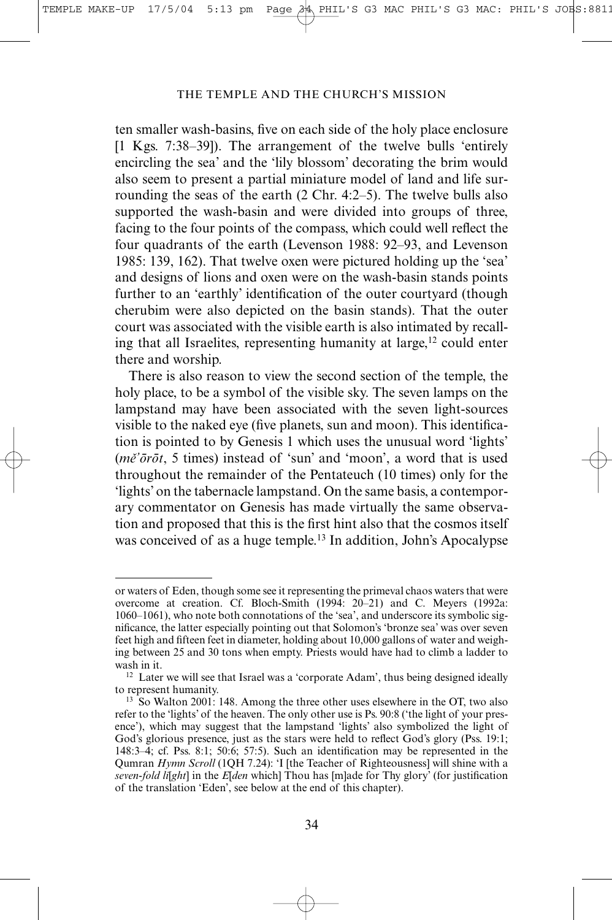ten smaller wash-basins, five on each side of the holy place enclosure [1 Kgs. 7:38–39]). The arrangement of the twelve bulls 'entirely encircling the sea' and the 'lily blossom' decorating the brim would also seem to present a partial miniature model of land and life surrounding the seas of the earth (2 Chr. 4:2–5). The twelve bulls also supported the wash-basin and were divided into groups of three, facing to the four points of the compass, which could well reflect the four quadrants of the earth (Levenson 1988: 92–93, and Levenson 1985: 139, 162). That twelve oxen were pictured holding up the 'sea' and designs of lions and oxen were on the wash-basin stands points further to an 'earthly' identification of the outer courtyard (though cherubim were also depicted on the basin stands). That the outer court was associated with the visible earth is also intimated by recalling that all Israelites, representing humanity at large,[12] could enter there and worship.

There is also reason to view the second section of the temple, the holy place, to be a symbol of the visible sky. The seven lamps on the lampstand may have been associated with the seven light-sources visible to the naked eye (five planets, sun and moon). This identification is pointed to by Genesis 1 which uses the unusual word 'lights' (*mĕʾōrōt*, 5 times) instead of 'sun' and 'moon', a word that is used throughout the remainder of the Pentateuch (10 times) only for the 'lights' on the tabernacle lampstand. On the same basis, a contemporary commentator on Genesis has made virtually the same observation and proposed that this is the first hint also that the cosmos itself was conceived of as a huge temple.[13] In addition, John's Apocalypse

---

or waters of Eden, though some see it representing the primeval chaos waters that were overcome at creation. Cf. Bloch-Smith (1994: 20–21) and C. Meyers (1992a: 1060–1061), who note both connotations of the 'sea', and underscore its symbolic significance, the latter especially pointing out that Solomon's 'bronze sea' was over seven feet high and fifteen feet in diameter, holding about 10,000 gallons of water and weighing between 25 and 30 tons when empty. Priests would have had to climb a ladder to wash in it.

[12] Later we will see that Israel was a 'corporate Adam', thus being designed ideally to represent humanity.

[13] So Walton 2001: 148. Among the three other uses elsewhere in the OT, two also refer to the 'lights' of the heaven. The only other use is Ps. 90:8 ('the light of your presence'), which may suggest that the lampstand 'lights' also symbolized the light of God's glorious presence, just as the stars were held to reflect God's glory (Pss. 19:1; 148:3–4; cf. Pss. 8:1; 50:6; 57:5). Such an identification may be represented in the Qumran *Hymn Scroll* (1QH 7.24): 'I [the Teacher of Righteousness] will shine with a *seven-fold li*[*ght*] in the *E*[*den* which] Thou has [m]ade for Thy glory' (for justification of the translation 'Eden', see below at the end of this chapter).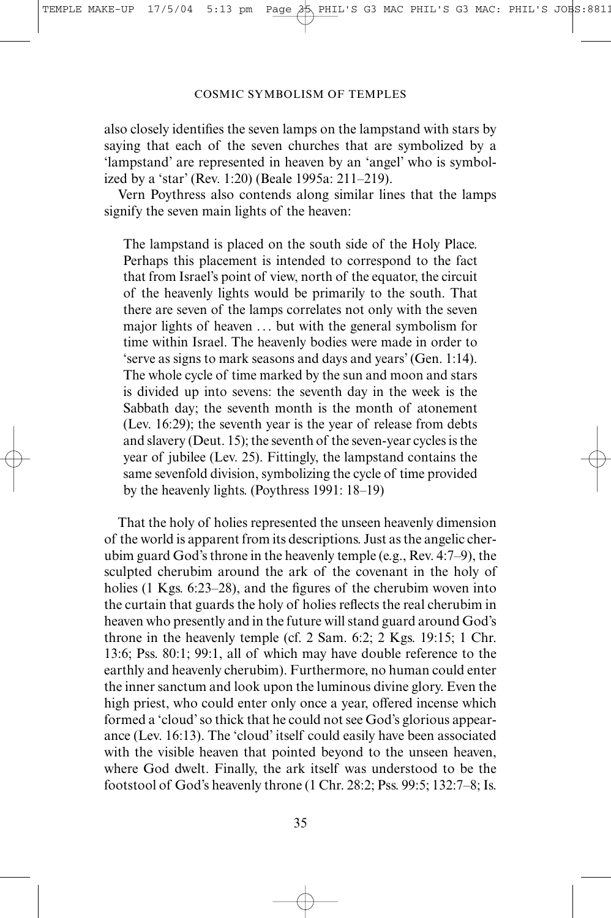also closely identifies the seven lamps on the lampstand with stars by saying that each of the seven churches that are symbolized by a 'lampstand' are represented in heaven by an 'angel' who is symbolized by a 'star' (Rev. 1:20) (Beale 1995a: 211–219).

Vern Poythress also contends along similar lines that the lamps signify the seven main lights of the heaven:

> The lampstand is placed on the south side of the Holy Place. Perhaps this placement is intended to correspond to the fact that from Israel's point of view, north of the equator, the circuit of the heavenly lights would be primarily to the south. That there are seven of the lamps correlates not only with the seven major lights of heaven … but with the general symbolism for time within Israel. The heavenly bodies were made in order to 'serve as signs to mark seasons and days and years' (Gen. 1:14). The whole cycle of time marked by the sun and moon and stars is divided up into sevens: the seventh day in the week is the Sabbath day; the seventh month is the month of atonement (Lev. 16:29); the seventh year is the year of release from debts and slavery (Deut. 15); the seventh of the seven-year cycles is the year of jubilee (Lev. 25). Fittingly, the lampstand contains the same sevenfold division, symbolizing the cycle of time provided by the heavenly lights. (Poythress 1991: 18–19)

That the holy of holies represented the unseen heavenly dimension of the world is apparent from its descriptions. Just as the angelic cherubim guard God's throne in the heavenly temple (e.g., Rev. 4:7–9), the sculpted cherubim around the ark of the covenant in the holy of holies (1 Kgs. 6:23–28), and the figures of the cherubim woven into the curtain that guards the holy of holies reflects the real cherubim in heaven who presently and in the future will stand guard around God's throne in the heavenly temple (cf. 2 Sam. 6:2; 2 Kgs. 19:15; 1 Chr. 13:6; Pss. 80:1; 99:1, all of which may have double reference to the earthly and heavenly cherubim). Furthermore, no human could enter the inner sanctum and look upon the luminous divine glory. Even the high priest, who could enter only once a year, offered incense which formed a 'cloud' so thick that he could not see God's glorious appearance (Lev. 16:13). The 'cloud' itself could easily have been associated with the visible heaven that pointed beyond to the unseen heaven, where God dwelt. Finally, the ark itself was understood to be the footstool of God's heavenly throne (1 Chr. 28:2; Pss. 99:5; 132:7–8; Is.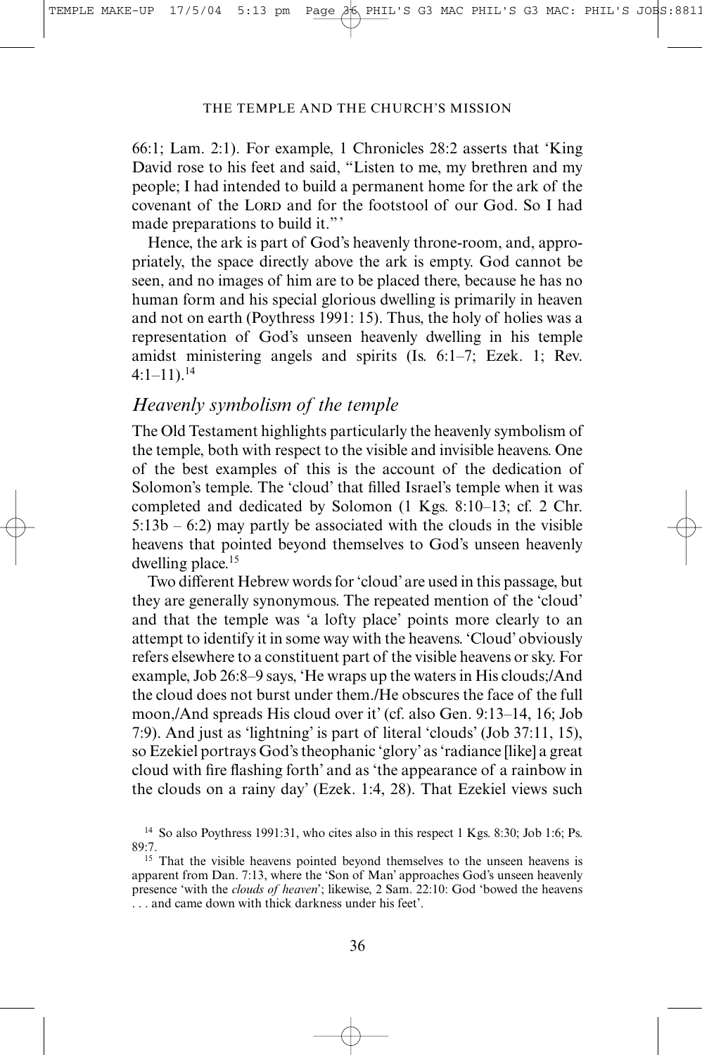66:1; Lam. 2:1). For example, 1 Chronicles 28:2 asserts that 'King David rose to his feet and said, "Listen to me, my brethren and my people; I had intended to build a permanent home for the ark of the covenant of the LORD and for the footstool of our God. So I had made preparations to build it."'

Hence, the ark is part of God's heavenly throne-room, and, appropriately, the space directly above the ark is empty. God cannot be seen, and no images of him are to be placed there, because he has no human form and his special glorious dwelling is primarily in heaven and not on earth (Poythress 1991: 15). Thus, the holy of holies was a representation of God's unseen heavenly dwelling in his temple amidst ministering angels and spirits (Is. 6:1–7; Ezek. 1; Rev. 4:1–11).[14]

## *Heavenly symbolism of the temple*

The Old Testament highlights particularly the heavenly symbolism of the temple, both with respect to the visible and invisible heavens. One of the best examples of this is the account of the dedication of Solomon's temple. The 'cloud' that filled Israel's temple when it was completed and dedicated by Solomon (1 Kgs. 8:10–13; cf. 2 Chr. 5:13b – 6:2) may partly be associated with the clouds in the visible heavens that pointed beyond themselves to God's unseen heavenly dwelling place.[15]

Two different Hebrew words for 'cloud' are used in this passage, but they are generally synonymous. The repeated mention of the 'cloud' and that the temple was 'a lofty place' points more clearly to an attempt to identify it in some way with the heavens. 'Cloud' obviously refers elsewhere to a constituent part of the visible heavens or sky. For example, Job 26:8–9 says, 'He wraps up the waters in His clouds;/And the cloud does not burst under them./He obscures the face of the full moon,/And spreads His cloud over it' (cf. also Gen. 9:13–14, 16; Job 7:9). And just as 'lightning' is part of literal 'clouds' (Job 37:11, 15), so Ezekiel portrays God's theophanic 'glory' as 'radiance [like] a great cloud with fire flashing forth' and as 'the appearance of a rainbow in the clouds on a rainy day' (Ezek. 1:4, 28). That Ezekiel views such

[14] So also Poythress 1991:31, who cites also in this respect 1 Kgs. 8:30; Job 1:6; Ps. 89:7.

[15] That the visible heavens pointed beyond themselves to the unseen heavens is apparent from Dan. 7:13, where the 'Son of Man' approaches God's unseen heavenly presence 'with the *clouds of heaven*'; likewise, 2 Sam. 22:10: God 'bowed the heavens . . . and came down with thick darkness under his feet'.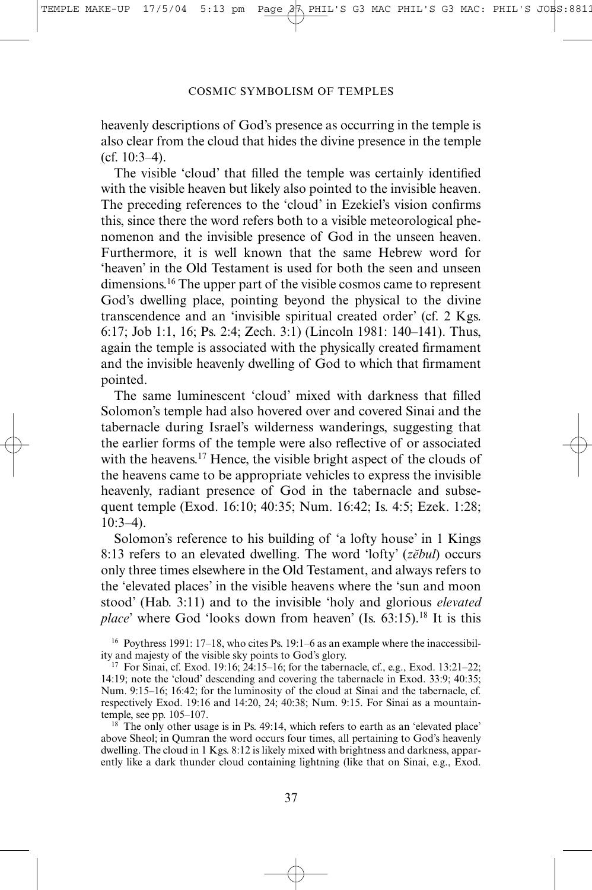heavenly descriptions of God's presence as occurring in the temple is also clear from the cloud that hides the divine presence in the temple (cf. 10:3–4).

The visible 'cloud' that filled the temple was certainly identified with the visible heaven but likely also pointed to the invisible heaven. The preceding references to the 'cloud' in Ezekiel's vision confirms this, since there the word refers both to a visible meteorological phenomenon and the invisible presence of God in the unseen heaven. Furthermore, it is well known that the same Hebrew word for 'heaven' in the Old Testament is used for both the seen and unseen dimensions.[16] The upper part of the visible cosmos came to represent God's dwelling place, pointing beyond the physical to the divine transcendence and an 'invisible spiritual created order' (cf. 2 Kgs. 6:17; Job 1:1, 16; Ps. 2:4; Zech. 3:1) (Lincoln 1981: 140–141). Thus, again the temple is associated with the physically created firmament and the invisible heavenly dwelling of God to which that firmament pointed.

The same luminescent 'cloud' mixed with darkness that filled Solomon's temple had also hovered over and covered Sinai and the tabernacle during Israel's wilderness wanderings, suggesting that the earlier forms of the temple were also reflective of or associated with the heavens.[17] Hence, the visible bright aspect of the clouds of the heavens came to be appropriate vehicles to express the invisible heavenly, radiant presence of God in the tabernacle and subsequent temple (Exod. 16:10; 40:35; Num. 16:42; Is. 4:5; Ezek. 1:28; 10:3–4).

Solomon's reference to his building of 'a lofty house' in 1 Kings 8:13 refers to an elevated dwelling. The word 'lofty' (*zĕbul*) occurs only three times elsewhere in the Old Testament, and always refers to the 'elevated places' in the visible heavens where the 'sun and moon stood' (Hab. 3:11) and to the invisible 'holy and glorious *elevated place*' where God 'looks down from heaven' (Is. 63:15).[18] It is this

[16] Poythress 1991: 17–18, who cites Ps. 19:1–6 as an example where the inaccessibility and majesty of the visible sky points to God's glory.

[17] For Sinai, cf. Exod. 19:16; 24:15–16; for the tabernacle, cf., e.g., Exod. 13:21–22; 14:19; note the 'cloud' descending and covering the tabernacle in Exod. 33:9; 40:35; Num. 9:15–16; 16:42; for the luminosity of the cloud at Sinai and the tabernacle, cf. respectively Exod. 19:16 and 14:20, 24; 40:38; Num. 9:15. For Sinai as a mountain-temple, see pp. 105–107.

[18] The only other usage is in Ps. 49:14, which refers to earth as an 'elevated place' above Sheol; in Qumran the word occurs four times, all pertaining to God's heavenly dwelling. The cloud in 1 Kgs. 8:12 is likely mixed with brightness and darkness, apparently like a dark thunder cloud containing lightning (like that on Sinai, e.g., Exod.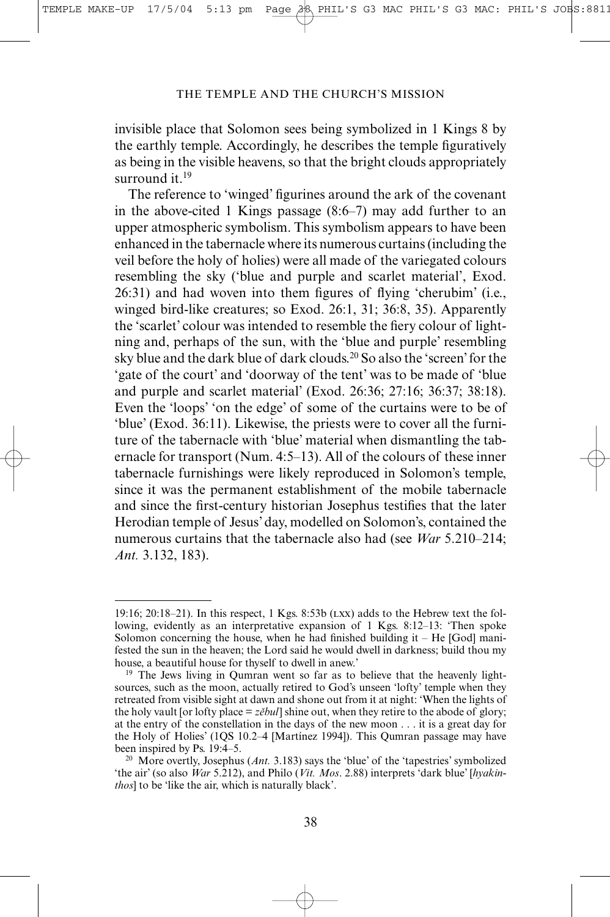invisible place that Solomon sees being symbolized in 1 Kings 8 by the earthly temple. Accordingly, he describes the temple figuratively as being in the visible heavens, so that the bright clouds appropriately surround it.[19]

The reference to 'winged' figurines around the ark of the covenant in the above-cited 1 Kings passage (8:6–7) may add further to an upper atmospheric symbolism. This symbolism appears to have been enhanced in the tabernacle where its numerous curtains (including the veil before the holy of holies) were all made of the variegated colours resembling the sky ('blue and purple and scarlet material', Exod. 26:31) and had woven into them figures of flying 'cherubim' (i.e., winged bird-like creatures; so Exod. 26:1, 31; 36:8, 35). Apparently the 'scarlet' colour was intended to resemble the fiery colour of lightning and, perhaps of the sun, with the 'blue and purple' resembling sky blue and the dark blue of dark clouds.[20] So also the 'screen' for the 'gate of the court' and 'doorway of the tent' was to be made of 'blue and purple and scarlet material' (Exod. 26:36; 27:16; 36:37; 38:18). Even the 'loops' 'on the edge' of some of the curtains were to be of 'blue' (Exod. 36:11). Likewise, the priests were to cover all the furniture of the tabernacle with 'blue' material when dismantling the tabernacle for transport (Num. 4:5–13). All of the colours of these inner tabernacle furnishings were likely reproduced in Solomon's temple, since it was the permanent establishment of the mobile tabernacle and since the first-century historian Josephus testifies that the later Herodian temple of Jesus' day, modelled on Solomon's, contained the numerous curtains that the tabernacle also had (see *War* 5.210–214; *Ant.* 3.132, 183).

---

19:16; 20:18–21). In this respect, 1 Kgs. 8:53b (LXX) adds to the Hebrew text the following, evidently as an interpretative expansion of 1 Kgs. 8:12–13: 'Then spoke Solomon concerning the house, when he had finished building it – He [God] manifested the sun in the heaven; the Lord said he would dwell in darkness; build thou my house, a beautiful house for thyself to dwell in anew.'

[19] The Jews living in Qumran went so far as to believe that the heavenly light-sources, such as the moon, actually retired to God's unseen 'lofty' temple when they retreated from visible sight at dawn and shone out from it at night: 'When the lights of the holy vault [or lofty place = *zĕbul*] shine out, when they retire to the abode of glory; at the entry of the constellation in the days of the new moon . . . it is a great day for the Holy of Holies' (1QS 10.2–4 [Martínez 1994]). This Qumran passage may have been inspired by Ps. 19:4–5.

[20] More overtly, Josephus (*Ant.* 3.183) says the 'blue' of the 'tapestries' symbolized 'the air' (so also *War* 5.212), and Philo (*Vit. Mos*. 2.88) interprets 'dark blue' [*hyakinthos*] to be 'like the air, which is naturally black'.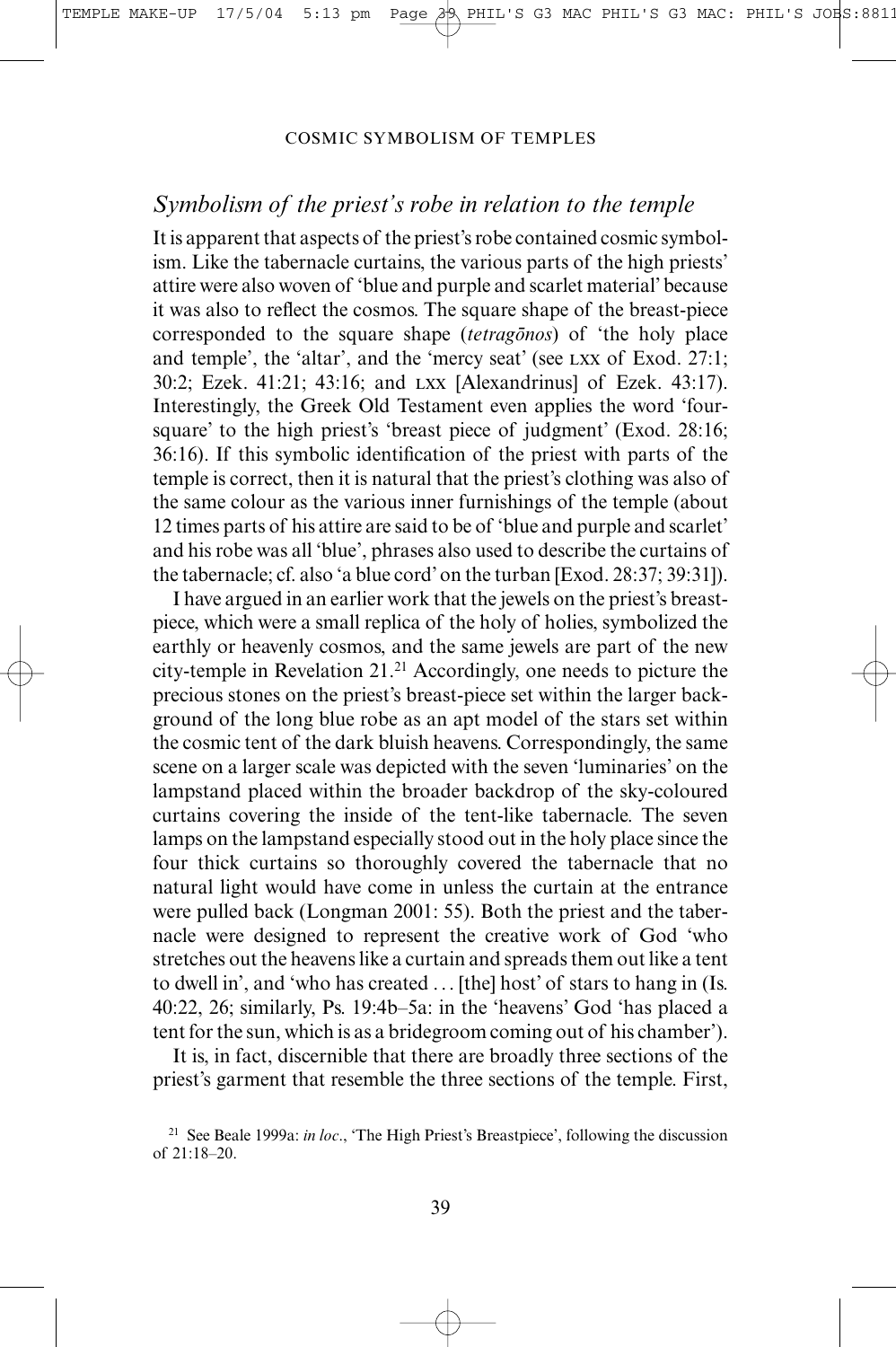## *Symbolism of the priest's robe in relation to the temple*

It is apparent that aspects of the priest's robe contained cosmic symbolism. Like the tabernacle curtains, the various parts of the high priests' attire were also woven of 'blue and purple and scarlet material' because it was also to reflect the cosmos. The square shape of the breast-piece corresponded to the square shape (*tetragōnos*) of 'the holy place and temple', the 'altar', and the 'mercy seat' (see LXX of Exod. 27:1; 30:2; Ezek. 41:21; 43:16; and LXX [Alexandrinus] of Ezek. 43:17). Interestingly, the Greek Old Testament even applies the word 'four-square' to the high priest's 'breast piece of judgment' (Exod. 28:16; 36:16). If this symbolic identification of the priest with parts of the temple is correct, then it is natural that the priest's clothing was also of the same colour as the various inner furnishings of the temple (about 12 times parts of his attire are said to be of 'blue and purple and scarlet' and his robe was all 'blue', phrases also used to describe the curtains of the tabernacle; cf. also 'a blue cord' on the turban [Exod. 28:37; 39:31]).

I have argued in an earlier work that the jewels on the priest's breast-piece, which were a small replica of the holy of holies, symbolized the earthly or heavenly cosmos, and the same jewels are part of the new city-temple in Revelation 21.[21] Accordingly, one needs to picture the precious stones on the priest's breast-piece set within the larger background of the long blue robe as an apt model of the stars set within the cosmic tent of the dark bluish heavens. Correspondingly, the same scene on a larger scale was depicted with the seven 'luminaries' on the lampstand placed within the broader backdrop of the sky-coloured curtains covering the inside of the tent-like tabernacle. The seven lamps on the lampstand especially stood out in the holy place since the four thick curtains so thoroughly covered the tabernacle that no natural light would have come in unless the curtain at the entrance were pulled back (Longman 2001: 55). Both the priest and the tabernacle were designed to represent the creative work of God 'who stretches out the heavens like a curtain and spreads them out like a tent to dwell in', and 'who has created ... [the] host' of stars to hang in (Is. 40:22, 26; similarly, Ps. 19:4b–5a: in the 'heavens' God 'has placed a tent for the sun, which is as a bridegroom coming out of his chamber').

It is, in fact, discernible that there are broadly three sections of the priest's garment that resemble the three sections of the temple. First,

[21] See Beale 1999a: *in loc*., 'The High Priest's Breastpiece', following the discussion of 21:18–20.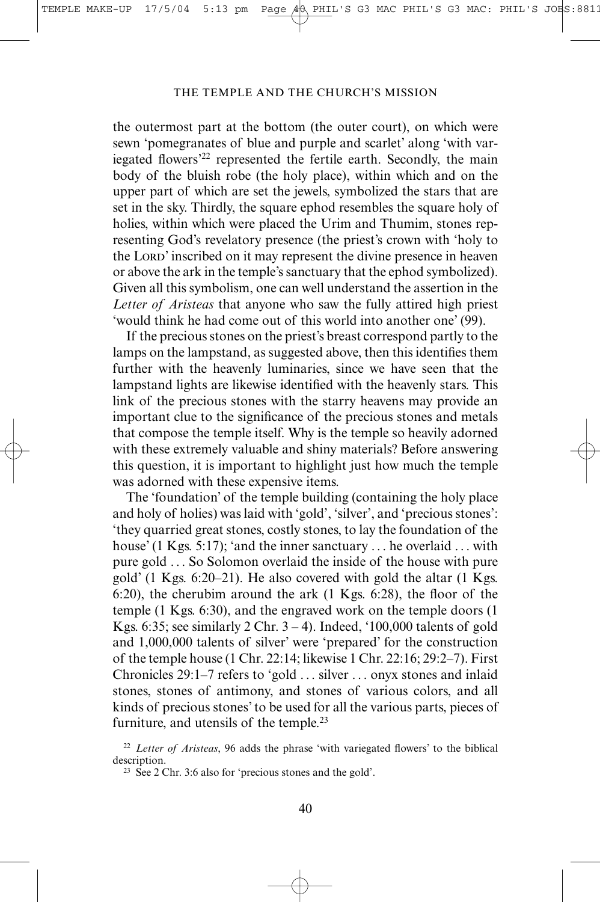the outermost part at the bottom (the outer court), on which were sewn 'pomegranates of blue and purple and scarlet' along 'with variegated flowers'[22] represented the fertile earth. Secondly, the main body of the bluish robe (the holy place), within which and on the upper part of which are set the jewels, symbolized the stars that are set in the sky. Thirdly, the square ephod resembles the square holy of holies, within which were placed the Urim and Thumim, stones representing God's revelatory presence (the priest's crown with 'holy to the LORD' inscribed on it may represent the divine presence in heaven or above the ark in the temple's sanctuary that the ephod symbolized). Given all this symbolism, one can well understand the assertion in the *Letter of Aristeas* that anyone who saw the fully attired high priest 'would think he had come out of this world into another one' (99).

If the precious stones on the priest's breast correspond partly to the lamps on the lampstand, as suggested above, then this identifies them further with the heavenly luminaries, since we have seen that the lampstand lights are likewise identified with the heavenly stars. This link of the precious stones with the starry heavens may provide an important clue to the significance of the precious stones and metals that compose the temple itself. Why is the temple so heavily adorned with these extremely valuable and shiny materials? Before answering this question, it is important to highlight just how much the temple was adorned with these expensive items.

The 'foundation' of the temple building (containing the holy place and holy of holies) was laid with 'gold', 'silver', and 'precious stones': 'they quarried great stones, costly stones, to lay the foundation of the house' (1 Kgs. 5:17); 'and the inner sanctuary . . . he overlaid . . . with pure gold . . . So Solomon overlaid the inside of the house with pure gold' (1 Kgs. 6:20–21). He also covered with gold the altar (1 Kgs. 6:20), the cherubim around the ark (1 Kgs. 6:28), the floor of the temple (1 Kgs. 6:30), and the engraved work on the temple doors (1 Kgs. 6:35; see similarly 2 Chr. 3 – 4). Indeed, '100,000 talents of gold and 1,000,000 talents of silver' were 'prepared' for the construction of the temple house (1 Chr. 22:14; likewise 1 Chr. 22:16; 29:2–7). First Chronicles 29:1–7 refers to 'gold . . . silver . . . onyx stones and inlaid stones, stones of antimony, and stones of various colors, and all kinds of precious stones' to be used for all the various parts, pieces of furniture, and utensils of the temple.[23]

[22] *Letter of Aristeas*, 96 adds the phrase 'with variegated flowers' to the biblical description.

[23] See 2 Chr. 3:6 also for 'precious stones and the gold'.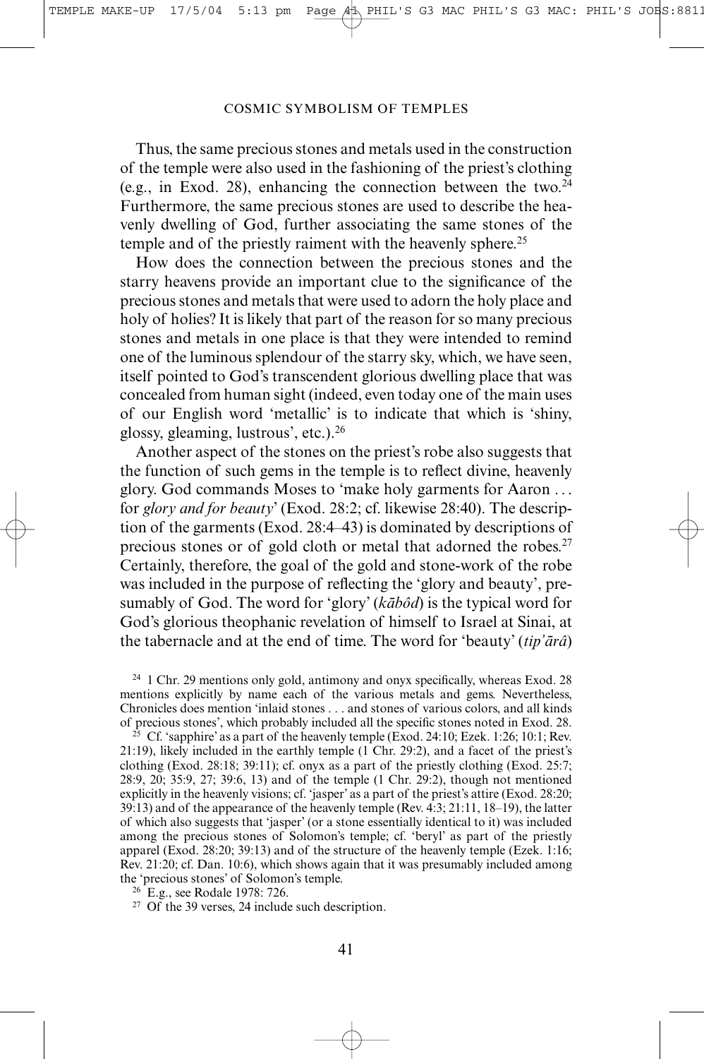Thus, the same precious stones and metals used in the construction of the temple were also used in the fashioning of the priest's clothing (e.g., in Exod. 28), enhancing the connection between the two.[24] Furthermore, the same precious stones are used to describe the heavenly dwelling of God, further associating the same stones of the temple and of the priestly raiment with the heavenly sphere.[25]

How does the connection between the precious stones and the starry heavens provide an important clue to the significance of the precious stones and metals that were used to adorn the holy place and holy of holies? It is likely that part of the reason for so many precious stones and metals in one place is that they were intended to remind one of the luminous splendour of the starry sky, which, we have seen, itself pointed to God's transcendent glorious dwelling place that was concealed from human sight (indeed, even today one of the main uses of our English word 'metallic' is to indicate that which is 'shiny, glossy, gleaming, lustrous', etc.).[26]

Another aspect of the stones on the priest's robe also suggests that the function of such gems in the temple is to reflect divine, heavenly glory. God commands Moses to 'make holy garments for Aaron . . . for *glory and for beauty*' (Exod. 28:2; cf. likewise 28:40). The description of the garments (Exod. 28:4–43) is dominated by descriptions of precious stones or of gold cloth or metal that adorned the robes.[27] Certainly, therefore, the goal of the gold and stone-work of the robe was included in the purpose of reflecting the 'glory and beauty', presumably of God. The word for 'glory' (*kābôd*) is the typical word for God's glorious theophanic revelation of himself to Israel at Sinai, at the tabernacle and at the end of time. The word for 'beauty' (*tip'ārâ*)

[24] 1 Chr. 29 mentions only gold, antimony and onyx specifically, whereas Exod. 28 mentions explicitly by name each of the various metals and gems. Nevertheless, Chronicles does mention 'inlaid stones . . . and stones of various colors, and all kinds of precious stones', which probably included all the specific stones noted in Exod. 28.

[25] Cf. 'sapphire' as a part of the heavenly temple (Exod. 24:10; Ezek. 1:26; 10:1; Rev. 21:19), likely included in the earthly temple (1 Chr. 29:2), and a facet of the priest's clothing (Exod. 28:18; 39:11); cf. onyx as a part of the priestly clothing (Exod. 25:7; 28:9, 20; 35:9, 27; 39:6, 13) and of the temple (1 Chr. 29:2), though not mentioned explicitly in the heavenly visions; cf. 'jasper' as a part of the priest's attire (Exod. 28:20; 39:13) and of the appearance of the heavenly temple (Rev. 4:3; 21:11, 18–19), the latter of which also suggests that 'jasper' (or a stone essentially identical to it) was included among the precious stones of Solomon's temple; cf. 'beryl' as part of the priestly apparel (Exod. 28:20; 39:13) and of the structure of the heavenly temple (Ezek. 1:16; Rev. 21:20; cf. Dan. 10:6), which shows again that it was presumably included among the 'precious stones' of Solomon's temple.

[26] E.g., see Rodale 1978: 726.

[27] Of the 39 verses, 24 include such description.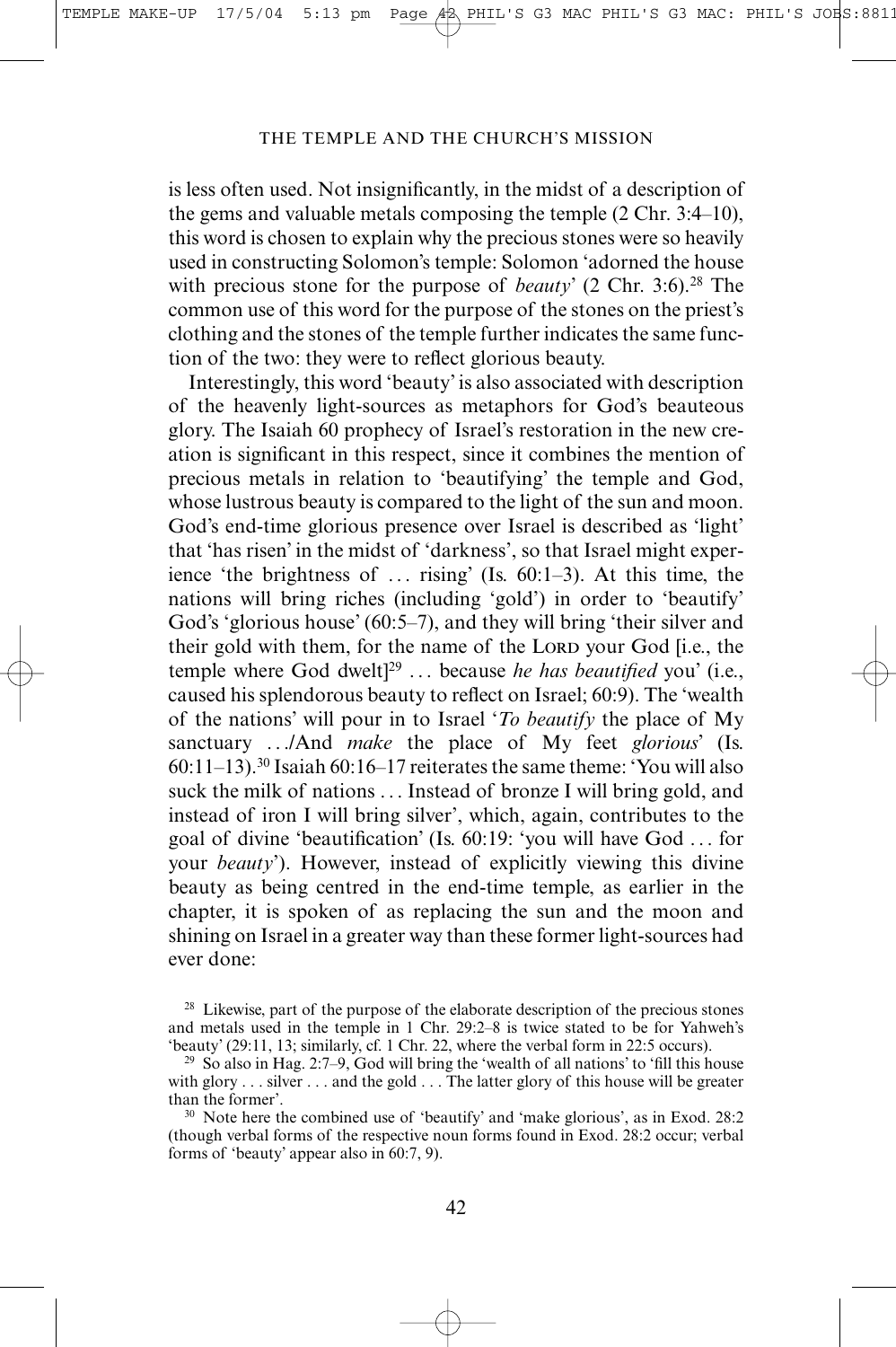is less often used. Not insignificantly, in the midst of a description of the gems and valuable metals composing the temple (2 Chr. 3:4–10), this word is chosen to explain why the precious stones were so heavily used in constructing Solomon's temple: Solomon 'adorned the house with precious stone for the purpose of *beauty*' (2 Chr. 3:6).[28] The common use of this word for the purpose of the stones on the priest's clothing and the stones of the temple further indicates the same function of the two: they were to reflect glorious beauty.

Interestingly, this word 'beauty' is also associated with description of the heavenly light-sources as metaphors for God's beauteous glory. The Isaiah 60 prophecy of Israel's restoration in the new creation is significant in this respect, since it combines the mention of precious metals in relation to 'beautifying' the temple and God, whose lustrous beauty is compared to the light of the sun and moon. God's end-time glorious presence over Israel is described as 'light' that 'has risen' in the midst of 'darkness', so that Israel might experience 'the brightness of … rising' (Is. 60:1–3). At this time, the nations will bring riches (including 'gold') in order to 'beautify' God's 'glorious house' (60:5–7), and they will bring 'their silver and their gold with them, for the name of the LORD your God [i.e., the temple where God dwelt][29] … because *he has beautified* you' (i.e., caused his splendorous beauty to reflect on Israel; 60:9). The 'wealth of the nations' will pour in to Israel '*To beautify* the place of My sanctuary …/And *make* the place of My feet *glorious*' (Is. 60:11–13).[30] Isaiah 60:16–17 reiterates the same theme: 'You will also suck the milk of nations … Instead of bronze I will bring gold, and instead of iron I will bring silver', which, again, contributes to the goal of divine 'beautification' (Is. 60:19: 'you will have God … for your *beauty*'). However, instead of explicitly viewing this divine beauty as being centred in the end-time temple, as earlier in the chapter, it is spoken of as replacing the sun and the moon and shining on Israel in a greater way than these former light-sources had ever done:

[28] Likewise, part of the purpose of the elaborate description of the precious stones and metals used in the temple in 1 Chr. 29:2–8 is twice stated to be for Yahweh's 'beauty' (29:11, 13; similarly, cf. 1 Chr. 22, where the verbal form in 22:5 occurs).

[29] So also in Hag. 2:7–9, God will bring the 'wealth of all nations' to 'fill this house with glory . . . silver . . . and the gold . . . The latter glory of this house will be greater than the former'.

[30] Note here the combined use of 'beautify' and 'make glorious', as in Exod. 28:2 (though verbal forms of the respective noun forms found in Exod. 28:2 occur; verbal forms of 'beauty' appear also in 60:7, 9).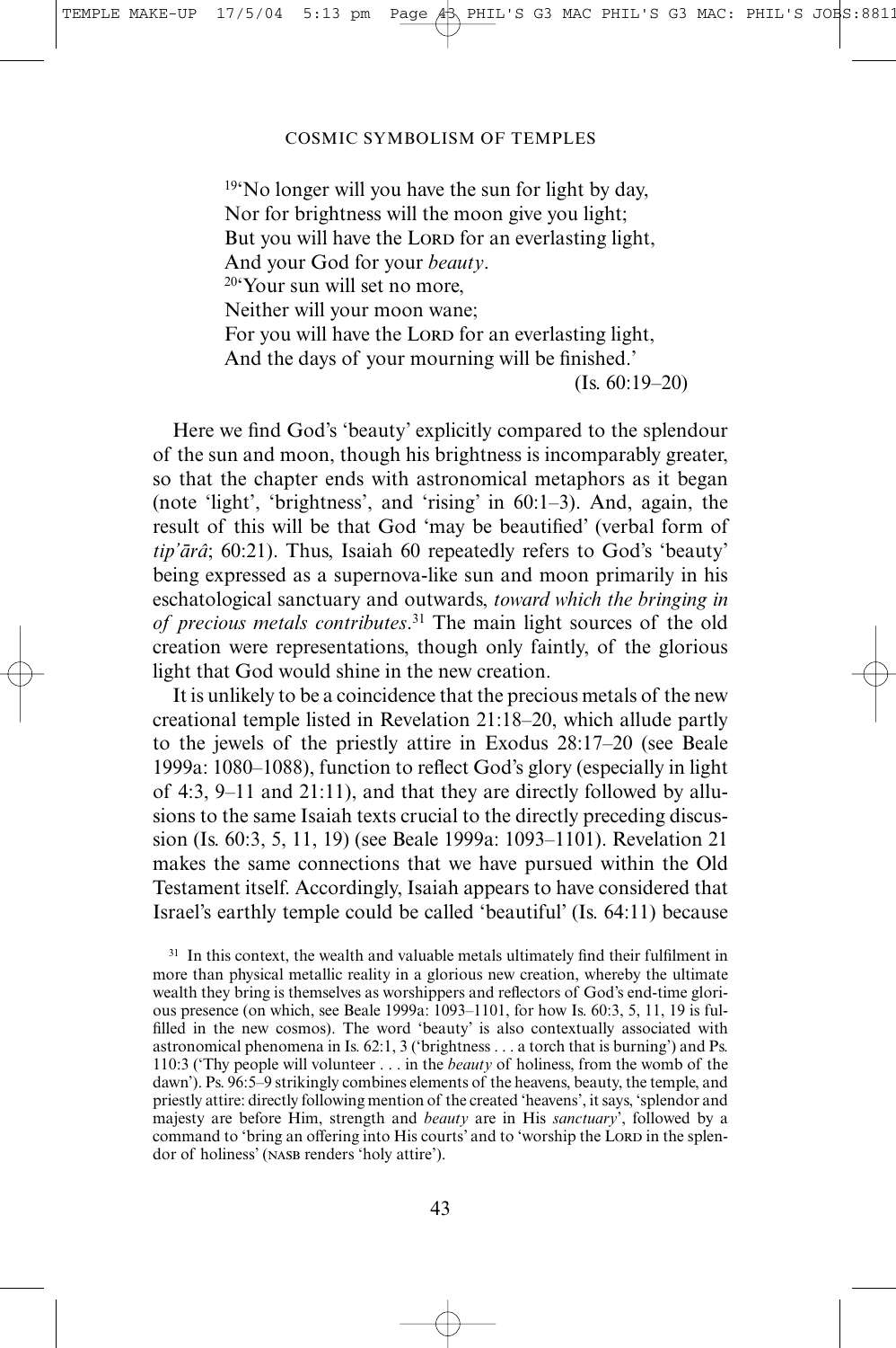> [19]'No longer will you have the sun for light by day,
> Nor for brightness will the moon give you light;
> But you will have the LORD for an everlasting light,
> And your God for your *beauty*.
> [20]'Your sun will set no more,
> Neither will your moon wane;
> For you will have the LORD for an everlasting light,
> And the days of your mourning will be finished.'
>
> (Is. 60:19–20)

Here we find God's 'beauty' explicitly compared to the splendour of the sun and moon, though his brightness is incomparably greater, so that the chapter ends with astronomical metaphors as it began (note 'light', 'brightness', and 'rising' in 60:1–3). And, again, the result of this will be that God 'may be beautified' (verbal form of *tip'ārâ*; 60:21). Thus, Isaiah 60 repeatedly refers to God's 'beauty' being expressed as a supernova-like sun and moon primarily in his eschatological sanctuary and outwards, *toward which the bringing in of precious metals contributes*.[31] The main light sources of the old creation were representations, though only faintly, of the glorious light that God would shine in the new creation.

It is unlikely to be a coincidence that the precious metals of the new creational temple listed in Revelation 21:18–20, which allude partly to the jewels of the priestly attire in Exodus 28:17–20 (see Beale 1999a: 1080–1088), function to reflect God's glory (especially in light of 4:3, 9–11 and 21:11), and that they are directly followed by allusions to the same Isaiah texts crucial to the directly preceding discussion (Is. 60:3, 5, 11, 19) (see Beale 1999a: 1093–1101). Revelation 21 makes the same connections that we have pursued within the Old Testament itself. Accordingly, Isaiah appears to have considered that Israel's earthly temple could be called 'beautiful' (Is. 64:11) because

[31] In this context, the wealth and valuable metals ultimately find their fulfilment in more than physical metallic reality in a glorious new creation, whereby the ultimate wealth they bring is themselves as worshippers and reflectors of God's end-time glorious presence (on which, see Beale 1999a: 1093–1101, for how Is. 60:3, 5, 11, 19 is fulfilled in the new cosmos). The word 'beauty' is also contextually associated with astronomical phenomena in Is. 62:1, 3 ('brightness . . . a torch that is burning') and Ps. 110:3 ('Thy people will volunteer . . . in the *beauty* of holiness, from the womb of the dawn'). Ps. 96:5–9 strikingly combines elements of the heavens, beauty, the temple, and priestly attire: directly following mention of the created 'heavens', it says, 'splendor and majesty are before Him, strength and *beauty* are in His *sanctuary*', followed by a command to 'bring an offering into His courts' and to 'worship the LORD in the splendor of holiness' (NASB renders 'holy attire').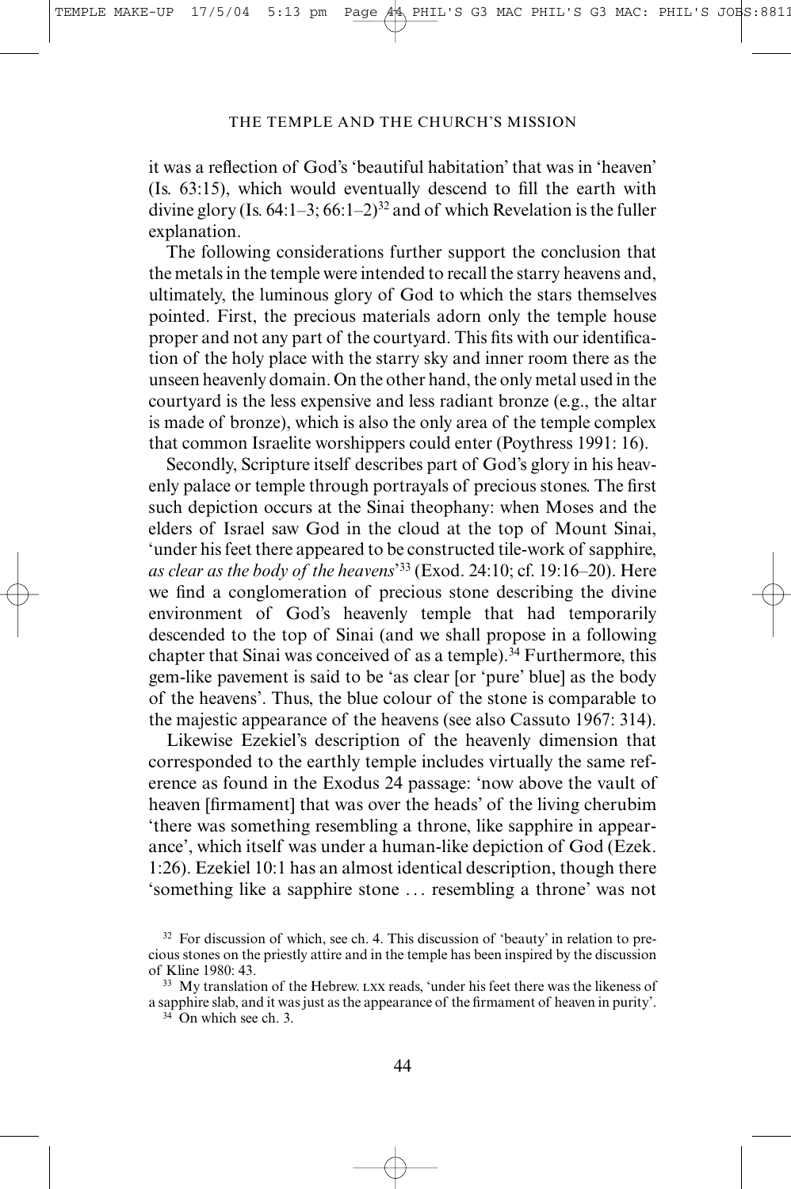it was a reflection of God's 'beautiful habitation' that was in 'heaven' (Is. 63:15), which would eventually descend to fill the earth with divine glory (Is. 64:1–3; 66:1–2)[32] and of which Revelation is the fuller explanation.

The following considerations further support the conclusion that the metals in the temple were intended to recall the starry heavens and, ultimately, the luminous glory of God to which the stars themselves pointed. First, the precious materials adorn only the temple house proper and not any part of the courtyard. This fits with our identification of the holy place with the starry sky and inner room there as the unseen heavenly domain. On the other hand, the only metal used in the courtyard is the less expensive and less radiant bronze (e.g., the altar is made of bronze), which is also the only area of the temple complex that common Israelite worshippers could enter (Poythress 1991: 16).

Secondly, Scripture itself describes part of God's glory in his heavenly palace or temple through portrayals of precious stones. The first such depiction occurs at the Sinai theophany: when Moses and the elders of Israel saw God in the cloud at the top of Mount Sinai, 'under his feet there appeared to be constructed tile-work of sapphire, *as clear as the body of the heavens*'[33] (Exod. 24:10; cf. 19:16–20). Here we find a conglomeration of precious stone describing the divine environment of God's heavenly temple that had temporarily descended to the top of Sinai (and we shall propose in a following chapter that Sinai was conceived of as a temple).[34] Furthermore, this gem-like pavement is said to be 'as clear [or 'pure' blue] as the body of the heavens'. Thus, the blue colour of the stone is comparable to the majestic appearance of the heavens (see also Cassuto 1967: 314).

Likewise Ezekiel's description of the heavenly dimension that corresponded to the earthly temple includes virtually the same reference as found in the Exodus 24 passage: 'now above the vault of heaven [firmament] that was over the heads' of the living cherubim 'there was something resembling a throne, like sapphire in appearance', which itself was under a human-like depiction of God (Ezek. 1:26). Ezekiel 10:1 has an almost identical description, though there 'something like a sapphire stone … resembling a throne' was not

[32] For discussion of which, see ch. 4. This discussion of 'beauty' in relation to precious stones on the priestly attire and in the temple has been inspired by the discussion of Kline 1980: 43.

[33] My translation of the Hebrew. LXX reads, 'under his feet there was the likeness of a sapphire slab, and it was just as the appearance of the firmament of heaven in purity'.

[34] On which see ch. 3.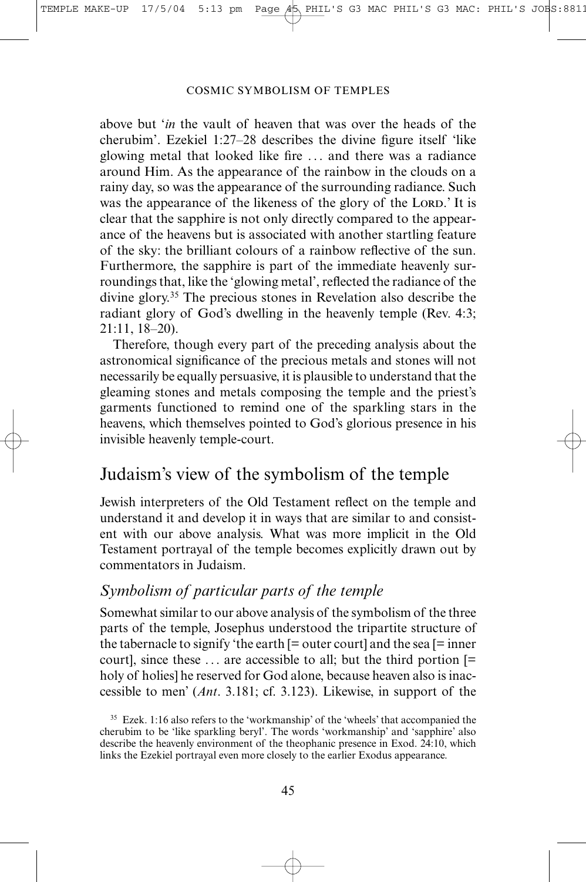above but '*in* the vault of heaven that was over the heads of the cherubim'. Ezekiel 1:27–28 describes the divine figure itself 'like glowing metal that looked like fire ... and there was a radiance around Him. As the appearance of the rainbow in the clouds on a rainy day, so was the appearance of the surrounding radiance. Such was the appearance of the likeness of the glory of the LORD.' It is clear that the sapphire is not only directly compared to the appearance of the heavens but is associated with another startling feature of the sky: the brilliant colours of a rainbow reflective of the sun. Furthermore, the sapphire is part of the immediate heavenly surroundings that, like the 'glowing metal', reflected the radiance of the divine glory.[35] The precious stones in Revelation also describe the radiant glory of God's dwelling in the heavenly temple (Rev. 4:3; 21:11, 18–20).

Therefore, though every part of the preceding analysis about the astronomical significance of the precious metals and stones will not necessarily be equally persuasive, it is plausible to understand that the gleaming stones and metals composing the temple and the priest's garments functioned to remind one of the sparkling stars in the heavens, which themselves pointed to God's glorious presence in his invisible heavenly temple-court.

## Judaism's view of the symbolism of the temple

Jewish interpreters of the Old Testament reflect on the temple and understand it and develop it in ways that are similar to and consistent with our above analysis. What was more implicit in the Old Testament portrayal of the temple becomes explicitly drawn out by commentators in Judaism.

### *Symbolism of particular parts of the temple*

Somewhat similar to our above analysis of the symbolism of the three parts of the temple, Josephus understood the tripartite structure of the tabernacle to signify 'the earth [= outer court] and the sea [= inner court], since these ... are accessible to all; but the third portion [= holy of holies] he reserved for God alone, because heaven also is inaccessible to men' (*Ant*. 3.181; cf. 3.123). Likewise, in support of the

[35] Ezek. 1:16 also refers to the 'workmanship' of the 'wheels' that accompanied the cherubim to be 'like sparkling beryl'. The words 'workmanship' and 'sapphire' also describe the heavenly environment of the theophanic presence in Exod. 24:10, which links the Ezekiel portrayal even more closely to the earlier Exodus appearance.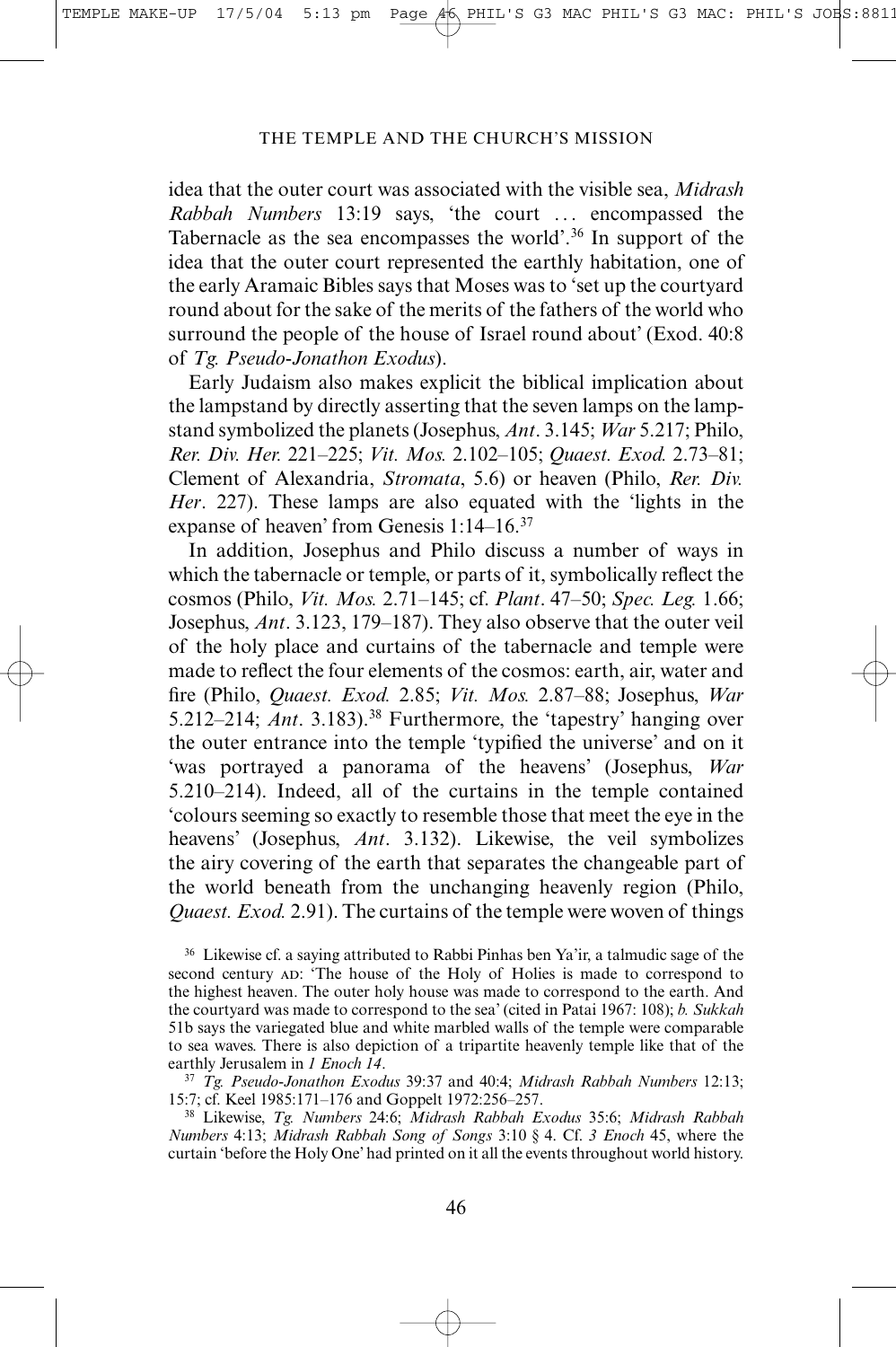idea that the outer court was associated with the visible sea, *Midrash Rabbah Numbers* 13:19 says, 'the court ... encompassed the Tabernacle as the sea encompasses the world'.[36] In support of the idea that the outer court represented the earthly habitation, one of the early Aramaic Bibles says that Moses was to 'set up the courtyard round about for the sake of the merits of the fathers of the world who surround the people of the house of Israel round about' (Exod. 40:8 of *Tg. Pseudo-Jonathon Exodus*).

Early Judaism also makes explicit the biblical implication about the lampstand by directly asserting that the seven lamps on the lampstand symbolized the planets (Josephus, *Ant*. 3.145; *War* 5.217; Philo, *Rer. Div. Her.* 221–225; *Vit. Mos.* 2.102–105; *Quaest. Exod.* 2.73–81; Clement of Alexandria, *Stromata*, 5.6) or heaven (Philo, *Rer. Div. Her*. 227). These lamps are also equated with the 'lights in the expanse of heaven' from Genesis 1:14–16.[37]

In addition, Josephus and Philo discuss a number of ways in which the tabernacle or temple, or parts of it, symbolically reflect the cosmos (Philo, *Vit. Mos.* 2.71–145; cf. *Plant*. 47–50; *Spec. Leg.* 1.66; Josephus, *Ant*. 3.123, 179–187). They also observe that the outer veil of the holy place and curtains of the tabernacle and temple were made to reflect the four elements of the cosmos: earth, air, water and fire (Philo, *Quaest. Exod.* 2.85; *Vit. Mos.* 2.87–88; Josephus, *War* 5.212–214; *Ant*. 3.183).[38] Furthermore, the 'tapestry' hanging over the outer entrance into the temple 'typified the universe' and on it 'was portrayed a panorama of the heavens' (Josephus, *War* 5.210–214). Indeed, all of the curtains in the temple contained 'colours seeming so exactly to resemble those that meet the eye in the heavens' (Josephus, *Ant*. 3.132). Likewise, the veil symbolizes the airy covering of the earth that separates the changeable part of the world beneath from the unchanging heavenly region (Philo, *Quaest. Exod.* 2.91). The curtains of the temple were woven of things

---

[36] Likewise cf. a saying attributed to Rabbi Pinhas ben Ya'ir, a talmudic sage of the second century AD: 'The house of the Holy of Holies is made to correspond to the highest heaven. The outer holy house was made to correspond to the earth. And the courtyard was made to correspond to the sea' (cited in Patai 1967: 108); *b. Sukkah* 51b says the variegated blue and white marbled walls of the temple were comparable to sea waves. There is also depiction of a tripartite heavenly temple like that of the earthly Jerusalem in *1 Enoch 14*.

[37] *Tg. Pseudo-Jonathon Exodus* 39:37 and 40:4; *Midrash Rabbah Numbers* 12:13; 15:7; cf. Keel 1985:171–176 and Goppelt 1972:256–257.

[38] Likewise, *Tg. Numbers* 24:6; *Midrash Rabbah Exodus* 35:6; *Midrash Rabbah Numbers* 4:13; *Midrash Rabbah Song of Songs* 3:10 § 4. Cf. *3 Enoch* 45, where the curtain 'before the Holy One' had printed on it all the events throughout world history.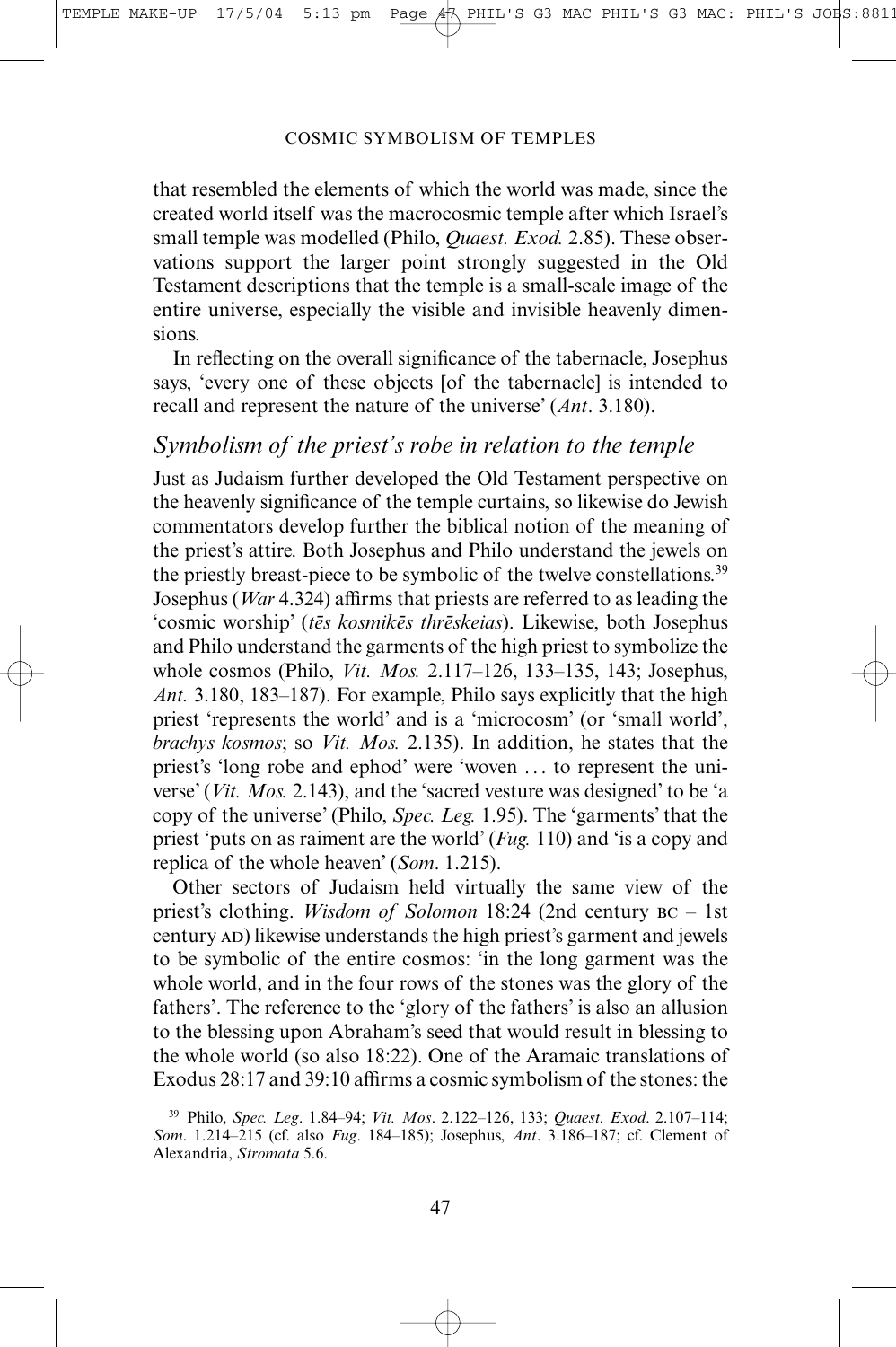that resembled the elements of which the world was made, since the created world itself was the macrocosmic temple after which Israel's small temple was modelled (Philo, *Quaest. Exod.* 2.85). These observations support the larger point strongly suggested in the Old Testament descriptions that the temple is a small-scale image of the entire universe, especially the visible and invisible heavenly dimensions.

In reflecting on the overall significance of the tabernacle, Josephus says, 'every one of these objects [of the tabernacle] is intended to recall and represent the nature of the universe' (*Ant*. 3.180).

## *Symbolism of the priest's robe in relation to the temple*

Just as Judaism further developed the Old Testament perspective on the heavenly significance of the temple curtains, so likewise do Jewish commentators develop further the biblical notion of the meaning of the priest's attire. Both Josephus and Philo understand the jewels on the priestly breast-piece to be symbolic of the twelve constellations.[39] Josephus (*War* 4.324) affirms that priests are referred to as leading the 'cosmic worship' (*tēs kosmikēs thrēskeias*). Likewise, both Josephus and Philo understand the garments of the high priest to symbolize the whole cosmos (Philo, *Vit. Mos.* 2.117–126, 133–135, 143; Josephus, *Ant*. 3.180, 183–187). For example, Philo says explicitly that the high priest 'represents the world' and is a 'microcosm' (or 'small world', *brachys kosmos*; so *Vit. Mos.* 2.135). In addition, he states that the priest's 'long robe and ephod' were 'woven … to represent the universe' (*Vit. Mos.* 2.143), and the 'sacred vesture was designed' to be 'a copy of the universe' (Philo, *Spec. Leg.* 1.95). The 'garments' that the priest 'puts on as raiment are the world' (*Fug.* 110) and 'is a copy and replica of the whole heaven' (*Som*. 1.215).

Other sectors of Judaism held virtually the same view of the priest's clothing. *Wisdom of Solomon* 18:24 (2nd century BC – 1st century AD) likewise understands the high priest's garment and jewels to be symbolic of the entire cosmos: 'in the long garment was the whole world, and in the four rows of the stones was the glory of the fathers'. The reference to the 'glory of the fathers' is also an allusion to the blessing upon Abraham's seed that would result in blessing to the whole world (so also 18:22). One of the Aramaic translations of Exodus 28:17 and 39:10 affirms a cosmic symbolism of the stones: the

[39] Philo, *Spec. Leg*. 1.84–94; *Vit. Mos*. 2.122–126, 133; *Quaest. Exod*. 2.107–114; *Som*. 1.214–215 (cf. also *Fug*. 184–185); Josephus, *Ant*. 3.186–187; cf. Clement of Alexandria, *Stromata* 5.6.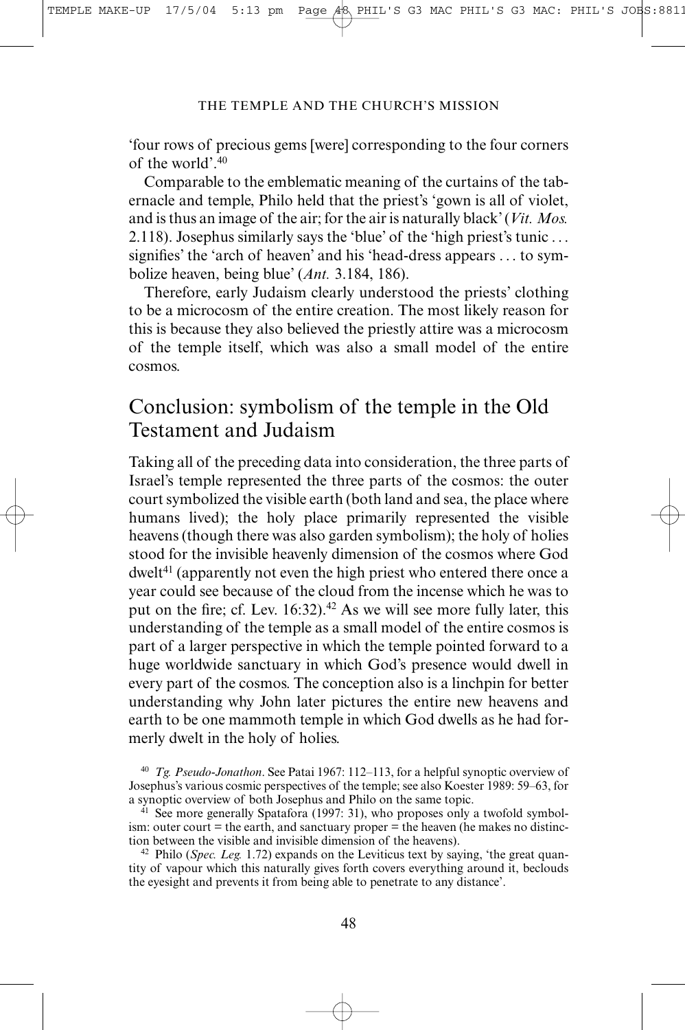'four rows of precious gems [were] corresponding to the four corners of the world'.[40]

Comparable to the emblematic meaning of the curtains of the tabernacle and temple, Philo held that the priest's 'gown is all of violet, and is thus an image of the air; for the air is naturally black' (*Vit. Mos.* 2.118). Josephus similarly says the 'blue' of the 'high priest's tunic . . . signifies' the 'arch of heaven' and his 'head-dress appears . . . to symbolize heaven, being blue' (*Ant.* 3.184, 186).

Therefore, early Judaism clearly understood the priests' clothing to be a microcosm of the entire creation. The most likely reason for this is because they also believed the priestly attire was a microcosm of the temple itself, which was also a small model of the entire cosmos.

## Conclusion: symbolism of the temple in the Old Testament and Judaism

Taking all of the preceding data into consideration, the three parts of Israel's temple represented the three parts of the cosmos: the outer court symbolized the visible earth (both land and sea, the place where humans lived); the holy place primarily represented the visible heavens (though there was also garden symbolism); the holy of holies stood for the invisible heavenly dimension of the cosmos where God dwelt[41] (apparently not even the high priest who entered there once a year could see because of the cloud from the incense which he was to put on the fire; cf. Lev. 16:32).[42] As we will see more fully later, this understanding of the temple as a small model of the entire cosmos is part of a larger perspective in which the temple pointed forward to a huge worldwide sanctuary in which God's presence would dwell in every part of the cosmos. The conception also is a linchpin for better understanding why John later pictures the entire new heavens and earth to be one mammoth temple in which God dwells as he had formerly dwelt in the holy of holies.

[40] *Tg. Pseudo-Jonathon*. See Patai 1967: 112–113, for a helpful synoptic overview of Josephus's various cosmic perspectives of the temple; see also Koester 1989: 59–63, for a synoptic overview of both Josephus and Philo on the same topic.

[41] See more generally Spatafora (1997: 31), who proposes only a twofold symbolism: outer court = the earth, and sanctuary proper = the heaven (he makes no distinction between the visible and invisible dimension of the heavens).

[42] Philo (*Spec. Leg.* 1.72) expands on the Leviticus text by saying, 'the great quantity of vapour which this naturally gives forth covers everything around it, beclouds the eyesight and prevents it from being able to penetrate to any distance'.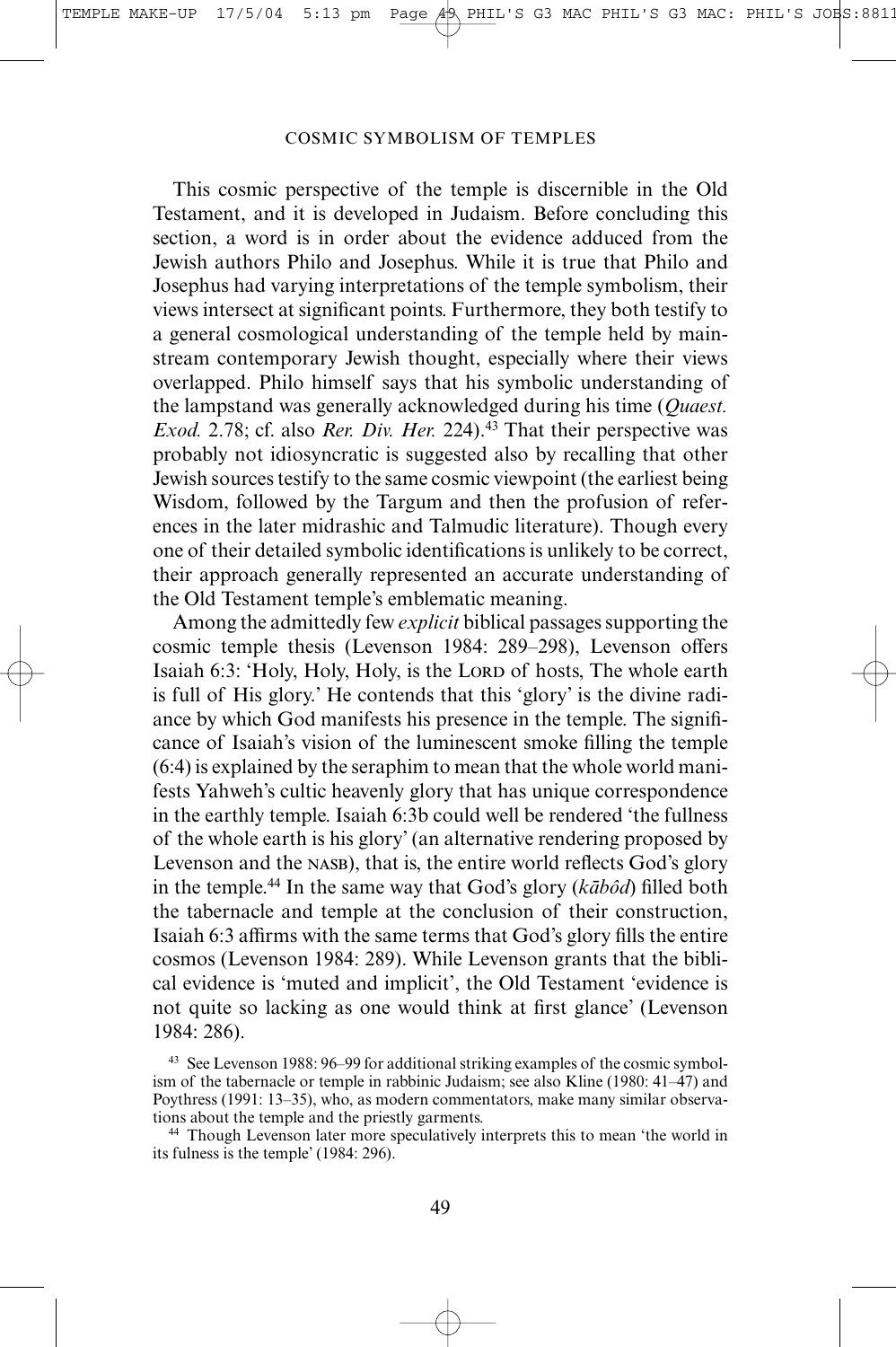This cosmic perspective of the temple is discernible in the Old Testament, and it is developed in Judaism. Before concluding this section, a word is in order about the evidence adduced from the Jewish authors Philo and Josephus. While it is true that Philo and Josephus had varying interpretations of the temple symbolism, their views intersect at significant points. Furthermore, they both testify to a general cosmological understanding of the temple held by mainstream contemporary Jewish thought, especially where their views overlapped. Philo himself says that his symbolic understanding of the lampstand was generally acknowledged during his time (*Quaest. Exod.* 2.78; cf. also *Rer. Div. Her.* 224).[43] That their perspective was probably not idiosyncratic is suggested also by recalling that other Jewish sources testify to the same cosmic viewpoint (the earliest being Wisdom, followed by the Targum and then the profusion of references in the later midrashic and Talmudic literature). Though every one of their detailed symbolic identifications is unlikely to be correct, their approach generally represented an accurate understanding of the Old Testament temple's emblematic meaning.

Among the admittedly few *explicit* biblical passages supporting the cosmic temple thesis (Levenson 1984: 289–298), Levenson offers Isaiah 6:3: 'Holy, Holy, Holy, is the Lord of hosts, The whole earth is full of His glory.' He contends that this 'glory' is the divine radiance by which God manifests his presence in the temple. The significance of Isaiah's vision of the luminescent smoke filling the temple (6:4) is explained by the seraphim to mean that the whole world manifests Yahweh's cultic heavenly glory that has unique correspondence in the earthly temple. Isaiah 6:3b could well be rendered 'the fullness of the whole earth is his glory' (an alternative rendering proposed by Levenson and the NASB), that is, the entire world reflects God's glory in the temple.[44] In the same way that God's glory (*kābôd*) filled both the tabernacle and temple at the conclusion of their construction, Isaiah 6:3 affirms with the same terms that God's glory fills the entire cosmos (Levenson 1984: 289). While Levenson grants that the biblical evidence is 'muted and implicit', the Old Testament 'evidence is not quite so lacking as one would think at first glance' (Levenson 1984: 286).

[43] See Levenson 1988: 96–99 for additional striking examples of the cosmic symbolism of the tabernacle or temple in rabbinic Judaism; see also Kline (1980: 41–47) and Poythress (1991: 13–35), who, as modern commentators, make many similar observations about the temple and the priestly garments.

[44] Though Levenson later more speculatively interprets this to mean 'the world in its fulness is the temple' (1984: 296).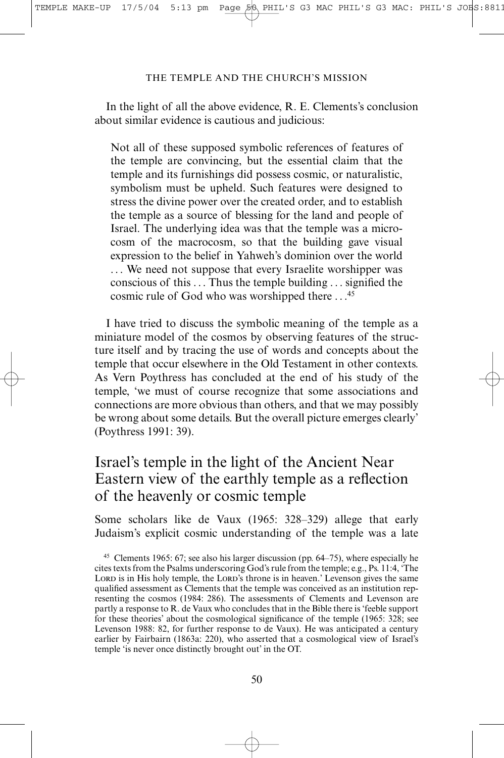In the light of all the above evidence, R. E. Clements's conclusion about similar evidence is cautious and judicious:

> Not all of these supposed symbolic references of features of the temple are convincing, but the essential claim that the temple and its furnishings did possess cosmic, or naturalistic, symbolism must be upheld. Such features were designed to stress the divine power over the created order, and to establish the temple as a source of blessing for the land and people of Israel. The underlying idea was that the temple was a microcosm of the macrocosm, so that the building gave visual expression to the belief in Yahweh's dominion over the world . . . We need not suppose that every Israelite worshipper was conscious of this . . . Thus the temple building . . . signified the cosmic rule of God who was worshipped there . . .[45]

I have tried to discuss the symbolic meaning of the temple as a miniature model of the cosmos by observing features of the structure itself and by tracing the use of words and concepts about the temple that occur elsewhere in the Old Testament in other contexts. As Vern Poythress has concluded at the end of his study of the temple, 'we must of course recognize that some associations and connections are more obvious than others, and that we may possibly be wrong about some details. But the overall picture emerges clearly' (Poythress 1991: 39).

## Israel's temple in the light of the Ancient Near Eastern view of the earthly temple as a reflection of the heavenly or cosmic temple

Some scholars like de Vaux (1965: 328–329) allege that early Judaism's explicit cosmic understanding of the temple was a late

[45] Clements 1965: 67; see also his larger discussion (pp. 64–75), where especially he cites texts from the Psalms underscoring God's rule from the temple; e.g., Ps. 11:4, 'The LORD is in His holy temple, the LORD's throne is in heaven.' Levenson gives the same qualified assessment as Clements that the temple was conceived as an institution representing the cosmos (1984: 286). The assessments of Clements and Levenson are partly a response to R. de Vaux who concludes that in the Bible there is 'feeble support for these theories' about the cosmological significance of the temple (1965: 328; see Levenson 1988: 82, for further response to de Vaux). He was anticipated a century earlier by Fairbairn (1863a: 220), who asserted that a cosmological view of Israel's temple 'is never once distinctly brought out' in the OT.